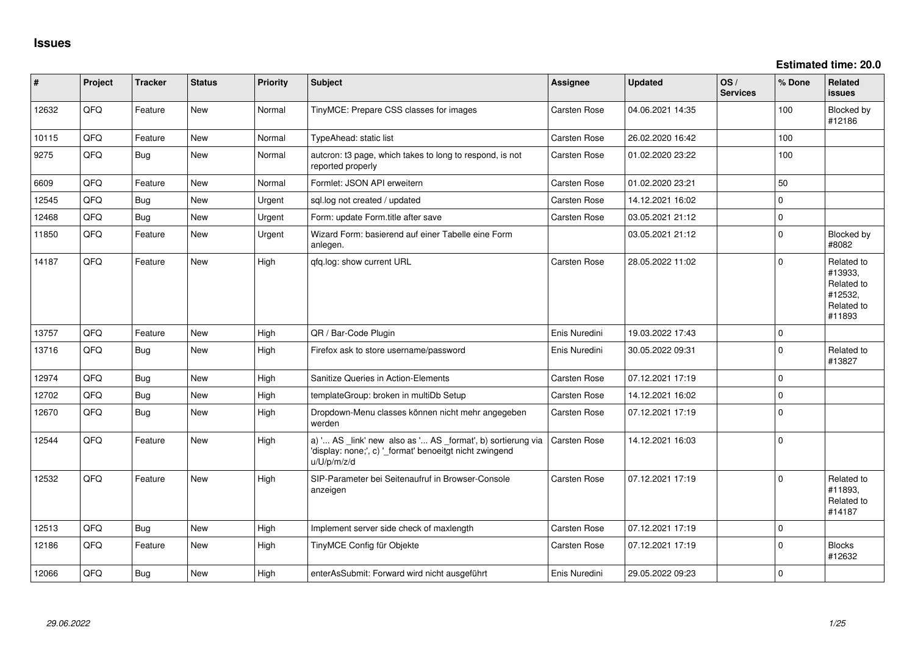# Issues

**Estimated time: 20.0**

| # | Project | Tracker | Status | Priority | Subject | Assignee | Updated | OS / Services | % Done | Related issues |
|---|---|---|---|---|---|---|---|---|---|---|
| 12632 | QFQ | Feature | New | Normal | TinyMCE: Prepare CSS classes for images | Carsten Rose | 04.06.2021 14:35 | | 100 | Blocked by #12186 |
| 10115 | QFQ | Feature | New | Normal | TypeAhead: static list | Carsten Rose | 26.02.2020 16:42 | | 100 | |
| 9275 | QFQ | Bug | New | Normal | autcron: t3 page, which takes to long to respond, is not reported properly | Carsten Rose | 01.02.2020 23:22 | | 100 | |
| 6609 | QFQ | Feature | New | Normal | Formlet: JSON API erweitern | Carsten Rose | 01.02.2020 23:21 | | 50 | |
| 12545 | QFQ | Bug | New | Urgent | sql.log not created / updated | Carsten Rose | 14.12.2021 16:02 | | 0 | |
| 12468 | QFQ | Bug | New | Urgent | Form: update Form.title after save | Carsten Rose | 03.05.2021 21:12 | | 0 | |
| 11850 | QFQ | Feature | New | Urgent | Wizard Form: basierend auf einer Tabelle eine Form anlegen. | | 03.05.2021 21:12 | | 0 | Blocked by #8082 |
| 14187 | QFQ | Feature | New | High | qfq.log: show current URL | Carsten Rose | 28.05.2022 11:02 | | 0 | Related to #13933, Related to #12532, Related to #11893 |
| 13757 | QFQ | Feature | New | High | QR / Bar-Code Plugin | Enis Nuredini | 19.03.2022 17:43 | | 0 | |
| 13716 | QFQ | Bug | New | High | Firefox ask to store username/password | Enis Nuredini | 30.05.2022 09:31 | | 0 | Related to #13827 |
| 12974 | QFQ | Bug | New | High | Sanitize Queries in Action-Elements | Carsten Rose | 07.12.2021 17:19 | | 0 | |
| 12702 | QFQ | Bug | New | High | templateGroup: broken in multiDb Setup | Carsten Rose | 14.12.2021 16:02 | | 0 | |
| 12670 | QFQ | Bug | New | High | Dropdown-Menu classes können nicht mehr angegeben werden | Carsten Rose | 07.12.2021 17:19 | | 0 | |
| 12544 | QFQ | Feature | New | High | a) '... AS _link' new also as '... AS _format', b) sortierung via 'display: none;', c) '_format' benoeitgt nicht zwingend u/U/p/m/z/d | Carsten Rose | 14.12.2021 16:03 | | 0 | |
| 12532 | QFQ | Feature | New | High | SIP-Parameter bei Seitenaufruf in Browser-Console anzeigen | Carsten Rose | 07.12.2021 17:19 | | 0 | Related to #11893, Related to #14187 |
| 12513 | QFQ | Bug | New | High | Implement server side check of maxlength | Carsten Rose | 07.12.2021 17:19 | | 0 | |
| 12186 | QFQ | Feature | New | High | TinyMCE Config für Objekte | Carsten Rose | 07.12.2021 17:19 | | 0 | Blocks #12632 |
| 12066 | QFQ | Bug | New | High | enterAsSubmit: Forward wird nicht ausgeführt | Enis Nuredini | 29.05.2022 09:23 | | 0 | |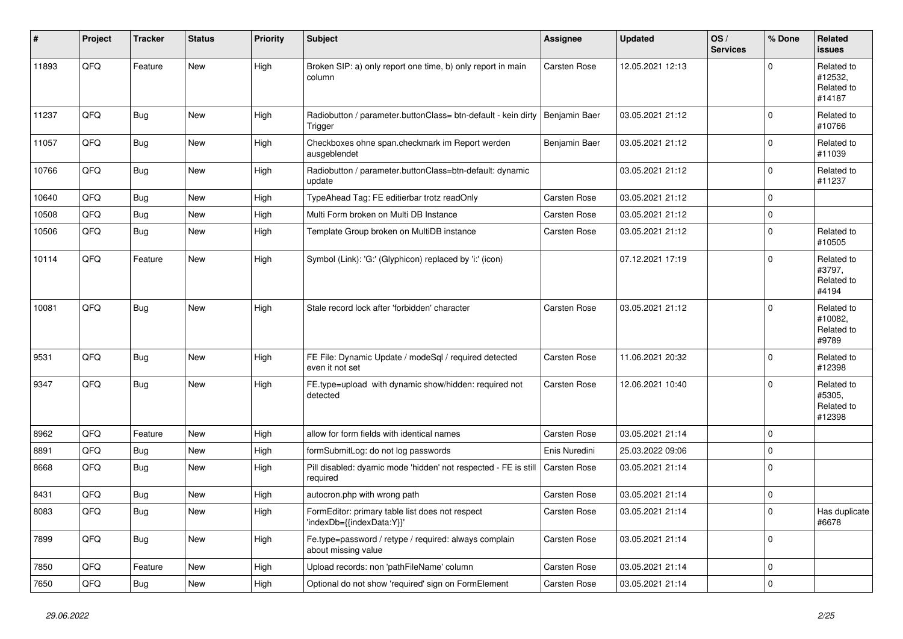| # | Project | Tracker | Status | Priority | Subject | Assignee | Updated | OS / Services | % Done | Related issues |
|---|---|---|---|---|---|---|---|---|---|---|
| 11893 | QFQ | Feature | New | High | Broken SIP: a) only report one time, b) only report in main column | Carsten Rose | 12.05.2021 12:13 | | 0 | Related to #12532, Related to #14187 |
| 11237 | QFQ | Bug | New | High | Radiobutton / parameter.buttonClass= btn-default - kein dirty Trigger | Benjamin Baer | 03.05.2021 21:12 | | 0 | Related to #10766 |
| 11057 | QFQ | Bug | New | High | Checkboxes ohne span.checkmark im Report werden ausgeblendet | Benjamin Baer | 03.05.2021 21:12 | | 0 | Related to #11039 |
| 10766 | QFQ | Bug | New | High | Radiobutton / parameter.buttonClass=btn-default: dynamic update | | 03.05.2021 21:12 | | 0 | Related to #11237 |
| 10640 | QFQ | Bug | New | High | TypeAhead Tag: FE editierbar trotz readOnly | Carsten Rose | 03.05.2021 21:12 | | 0 | |
| 10508 | QFQ | Bug | New | High | Multi Form broken on Multi DB Instance | Carsten Rose | 03.05.2021 21:12 | | 0 | |
| 10506 | QFQ | Bug | New | High | Template Group broken on MultiDB instance | Carsten Rose | 03.05.2021 21:12 | | 0 | Related to #10505 |
| 10114 | QFQ | Feature | New | High | Symbol (Link): 'G:' (Glyphicon) replaced by 'i:' (icon) | | 07.12.2021 17:19 | | 0 | Related to #3797, Related to #4194 |
| 10081 | QFQ | Bug | New | High | Stale record lock after 'forbidden' character | Carsten Rose | 03.05.2021 21:12 | | 0 | Related to #10082, Related to #9789 |
| 9531 | QFQ | Bug | New | High | FE File: Dynamic Update / modeSql / required detected even it not set | Carsten Rose | 11.06.2021 20:32 | | 0 | Related to #12398 |
| 9347 | QFQ | Bug | New | High | FE.type=upload with dynamic show/hidden: required not detected | Carsten Rose | 12.06.2021 10:40 | | 0 | Related to #5305, Related to #12398 |
| 8962 | QFQ | Feature | New | High | allow for form fields with identical names | Carsten Rose | 03.05.2021 21:14 | | 0 | |
| 8891 | QFQ | Bug | New | High | formSubmitLog: do not log passwords | Enis Nuredini | 25.03.2022 09:06 | | 0 | |
| 8668 | QFQ | Bug | New | High | Pill disabled: dyamic mode 'hidden' not respected - FE is still required | Carsten Rose | 03.05.2021 21:14 | | 0 | |
| 8431 | QFQ | Bug | New | High | autocron.php with wrong path | Carsten Rose | 03.05.2021 21:14 | | 0 | |
| 8083 | QFQ | Bug | New | High | FormEditor: primary table list does not respect 'indexDb={{indexData:Y}}' | Carsten Rose | 03.05.2021 21:14 | | 0 | Has duplicate #6678 |
| 7899 | QFQ | Bug | New | High | Fe.type=password / retype / required: always complain about missing value | Carsten Rose | 03.05.2021 21:14 | | 0 | |
| 7850 | QFQ | Feature | New | High | Upload records: non 'pathFileName' column | Carsten Rose | 03.05.2021 21:14 | | 0 | |
| 7650 | QFQ | Bug | New | High | Optional do not show 'required' sign on FormElement | Carsten Rose | 03.05.2021 21:14 | | 0 | |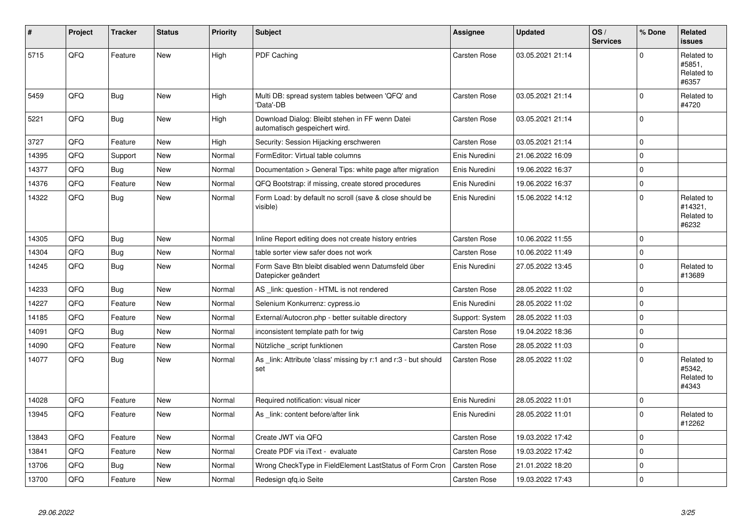| # | Project | Tracker | Status | Priority | Subject | Assignee | Updated | OS / Services | % Done | Related issues |
|---|---|---|---|---|---|---|---|---|---|---|
| 5715 | QFQ | Feature | New | High | PDF Caching | Carsten Rose | 03.05.2021 21:14 | | 0 | Related to #5851, Related to #6357 |
| 5459 | QFQ | Bug | New | High | Multi DB: spread system tables between 'QFQ' and 'Data'-DB | Carsten Rose | 03.05.2021 21:14 | | 0 | Related to #4720 |
| 5221 | QFQ | Bug | New | High | Download Dialog: Bleibt stehen in FF wenn Datei automatisch gespeichert wird. | Carsten Rose | 03.05.2021 21:14 | | 0 | |
| 3727 | QFQ | Feature | New | High | Security: Session Hijacking erschweren | Carsten Rose | 03.05.2021 21:14 | | 0 | |
| 14395 | QFQ | Support | New | Normal | FormEditor: Virtual table columns | Enis Nuredini | 21.06.2022 16:09 | | 0 | |
| 14377 | QFQ | Bug | New | Normal | Documentation > General Tips: white page after migration | Enis Nuredini | 19.06.2022 16:37 | | 0 | |
| 14376 | QFQ | Feature | New | Normal | QFQ Bootstrap: if missing, create stored procedures | Enis Nuredini | 19.06.2022 16:37 | | 0 | |
| 14322 | QFQ | Bug | New | Normal | Form Load: by default no scroll (save & close should be visible) | Enis Nuredini | 15.06.2022 14:12 | | 0 | Related to #14321, Related to #6232 |
| 14305 | QFQ | Bug | New | Normal | Inline Report editing does not create history entries | Carsten Rose | 10.06.2022 11:55 | | 0 | |
| 14304 | QFQ | Bug | New | Normal | table sorter view safer does not work | Carsten Rose | 10.06.2022 11:49 | | 0 | |
| 14245 | QFQ | Bug | New | Normal | Form Save Btn bleibt disabled wenn Datumsfeld über Datepicker geändert | Enis Nuredini | 27.05.2022 13:45 | | 0 | Related to #13689 |
| 14233 | QFQ | Bug | New | Normal | AS _link: question - HTML is not rendered | Carsten Rose | 28.05.2022 11:02 | | 0 | |
| 14227 | QFQ | Feature | New | Normal | Selenium Konkurrenz: cypress.io | Enis Nuredini | 28.05.2022 11:02 | | 0 | |
| 14185 | QFQ | Feature | New | Normal | External/Autocron.php - better suitable directory | Support: System | 28.05.2022 11:03 | | 0 | |
| 14091 | QFQ | Bug | New | Normal | inconsistent template path for twig | Carsten Rose | 19.04.2022 18:36 | | 0 | |
| 14090 | QFQ | Feature | New | Normal | Nützliche _script funktionen | Carsten Rose | 28.05.2022 11:03 | | 0 | |
| 14077 | QFQ | Bug | New | Normal | As _link: Attribute 'class' missing by r:1 and r:3 - but should set | Carsten Rose | 28.05.2022 11:02 | | 0 | Related to #5342, Related to #4343 |
| 14028 | QFQ | Feature | New | Normal | Required notification: visual nicer | Enis Nuredini | 28.05.2022 11:01 | | 0 | |
| 13945 | QFQ | Feature | New | Normal | As _link: content before/after link | Enis Nuredini | 28.05.2022 11:01 | | 0 | Related to #12262 |
| 13843 | QFQ | Feature | New | Normal | Create JWT via QFQ | Carsten Rose | 19.03.2022 17:42 | | 0 | |
| 13841 | QFQ | Feature | New | Normal | Create PDF via iText - evaluate | Carsten Rose | 19.03.2022 17:42 | | 0 | |
| 13706 | QFQ | Bug | New | Normal | Wrong CheckType in FieldElement LastStatus of Form Cron | Carsten Rose | 21.01.2022 18:20 | | 0 | |
| 13700 | QFQ | Feature | New | Normal | Redesign qfq.io Seite | Carsten Rose | 19.03.2022 17:43 | | 0 | |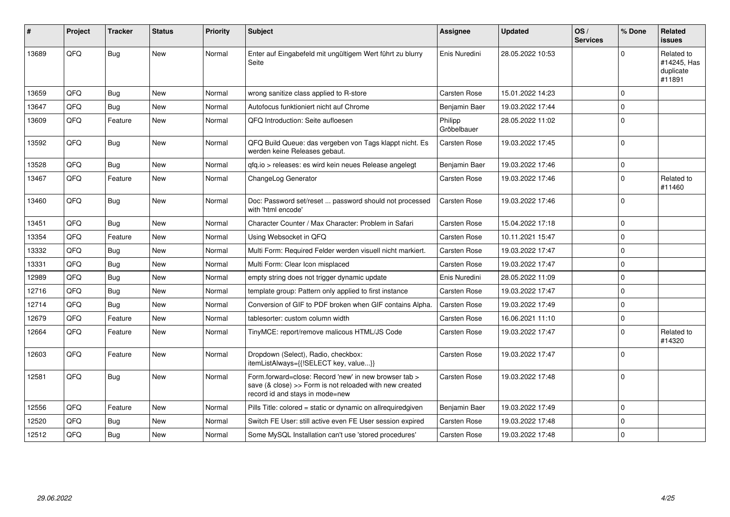| # | Project | Tracker | Status | Priority | Subject | Assignee | Updated | OS / Services | % Done | Related issues |
|---|---|---|---|---|---|---|---|---|---|---|
| 13689 | QFQ | Bug | New | Normal | Enter auf Eingabefeld mit ungültigem Wert führt zu blurry Seite | Enis Nuredini | 28.05.2022 10:53 | | 0 | Related to #14245, Has duplicate #11891 |
| 13659 | QFQ | Bug | New | Normal | wrong sanitize class applied to R-store | Carsten Rose | 15.01.2022 14:23 | | 0 | |
| 13647 | QFQ | Bug | New | Normal | Autofocus funktioniert nicht auf Chrome | Benjamin Baer | 19.03.2022 17:44 | | 0 | |
| 13609 | QFQ | Feature | New | Normal | QFQ Introduction: Seite aufloesen | Philipp Gröbelbauer | 28.05.2022 11:02 | | 0 | |
| 13592 | QFQ | Bug | New | Normal | QFQ Build Queue: das vergeben von Tags klappt nicht. Es werden keine Releases gebaut. | Carsten Rose | 19.03.2022 17:45 | | 0 | |
| 13528 | QFQ | Bug | New | Normal | qfq.io > releases: es wird kein neues Release angelegt | Benjamin Baer | 19.03.2022 17:46 | | 0 | |
| 13467 | QFQ | Feature | New | Normal | ChangeLog Generator | Carsten Rose | 19.03.2022 17:46 | | 0 | Related to #11460 |
| 13460 | QFQ | Bug | New | Normal | Doc: Password set/reset ... password should not processed with 'html encode' | Carsten Rose | 19.03.2022 17:46 | | 0 | |
| 13451 | QFQ | Bug | New | Normal | Character Counter / Max Character: Problem in Safari | Carsten Rose | 15.04.2022 17:18 | | 0 | |
| 13354 | QFQ | Feature | New | Normal | Using Websocket in QFQ | Carsten Rose | 10.11.2021 15:47 | | 0 | |
| 13332 | QFQ | Bug | New | Normal | Multi Form: Required Felder werden visuell nicht markiert. | Carsten Rose | 19.03.2022 17:47 | | 0 | |
| 13331 | QFQ | Bug | New | Normal | Multi Form: Clear Icon misplaced | Carsten Rose | 19.03.2022 17:47 | | 0 | |
| 12989 | QFQ | Bug | New | Normal | empty string does not trigger dynamic update | Enis Nuredini | 28.05.2022 11:09 | | 0 | |
| 12716 | QFQ | Bug | New | Normal | template group: Pattern only applied to first instance | Carsten Rose | 19.03.2022 17:47 | | 0 | |
| 12714 | QFQ | Bug | New | Normal | Conversion of GIF to PDF broken when GIF contains Alpha. | Carsten Rose | 19.03.2022 17:49 | | 0 | |
| 12679 | QFQ | Feature | New | Normal | tablesorter: custom column width | Carsten Rose | 16.06.2021 11:10 | | 0 | |
| 12664 | QFQ | Feature | New | Normal | TinyMCE: report/remove malicous HTML/JS Code | Carsten Rose | 19.03.2022 17:47 | | 0 | Related to #14320 |
| 12603 | QFQ | Feature | New | Normal | Dropdown (Select), Radio, checkbox: itemListAlways={{!SELECT key, value...}} | Carsten Rose | 19.03.2022 17:47 | | 0 | |
| 12581 | QFQ | Bug | New | Normal | Form.forward=close: Record 'new' in new browser tab > save (& close) >> Form is not reloaded with new created record id and stays in mode=new | Carsten Rose | 19.03.2022 17:48 | | 0 | |
| 12556 | QFQ | Feature | New | Normal | Pills Title: colored = static or dynamic on allrequiredgiven | Benjamin Baer | 19.03.2022 17:49 | | 0 | |
| 12520 | QFQ | Bug | New | Normal | Switch FE User: still active even FE User session expired | Carsten Rose | 19.03.2022 17:48 | | 0 | |
| 12512 | QFQ | Bug | New | Normal | Some MySQL Installation can't use 'stored procedures' | Carsten Rose | 19.03.2022 17:48 | | 0 | |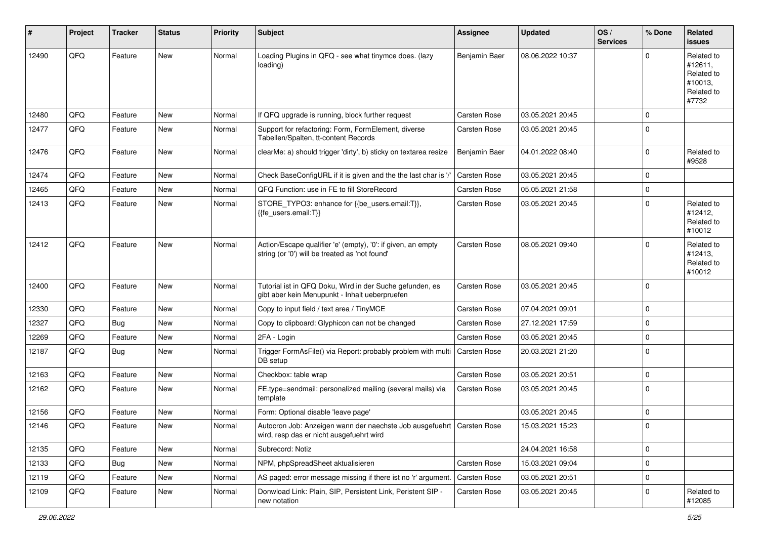| # | Project | Tracker | Status | Priority | Subject | Assignee | Updated | OS / Services | % Done | Related issues |
|---|---|---|---|---|---|---|---|---|---|---|
| 12490 | QFQ | Feature | New | Normal | Loading Plugins in QFQ - see what tinymce does. (lazy loading) | Benjamin Baer | 08.06.2022 10:37 | | 0 | Related to #12611, Related to #10013, Related to #7732 |
| 12480 | QFQ | Feature | New | Normal | If QFQ upgrade is running, block further request | Carsten Rose | 03.05.2021 20:45 | | 0 | |
| 12477 | QFQ | Feature | New | Normal | Support for refactoring: Form, FormElement, diverse Tabellen/Spalten, tt-content Records | Carsten Rose | 03.05.2021 20:45 | | 0 | |
| 12476 | QFQ | Feature | New | Normal | clearMe: a) should trigger 'dirty', b) sticky on textarea resize | Benjamin Baer | 04.01.2022 08:40 | | 0 | Related to #9528 |
| 12474 | QFQ | Feature | New | Normal | Check BaseConfigURL if it is given and the the last char is '/' | Carsten Rose | 03.05.2021 20:45 | | 0 | |
| 12465 | QFQ | Feature | New | Normal | QFQ Function: use in FE to fill StoreRecord | Carsten Rose | 05.05.2021 21:58 | | 0 | |
| 12413 | QFQ | Feature | New | Normal | STORE_TYPO3: enhance for {{be_users.email:T}}, {{fe_users.email:T}} | Carsten Rose | 03.05.2021 20:45 | | 0 | Related to #12412, Related to #10012 |
| 12412 | QFQ | Feature | New | Normal | Action/Escape qualifier 'e' (empty), '0': if given, an empty string (or '0') will be treated as 'not found' | Carsten Rose | 08.05.2021 09:40 | | 0 | Related to #12413, Related to #10012 |
| 12400 | QFQ | Feature | New | Normal | Tutorial ist in QFQ Doku, Wird in der Suche gefunden, es gibt aber kein Menupunkt - Inhalt ueberpruefen | Carsten Rose | 03.05.2021 20:45 | | 0 | |
| 12330 | QFQ | Feature | New | Normal | Copy to input field / text area / TinyMCE | Carsten Rose | 07.04.2021 09:01 | | 0 | |
| 12327 | QFQ | Bug | New | Normal | Copy to clipboard: Glyphicon can not be changed | Carsten Rose | 27.12.2021 17:59 | | 0 | |
| 12269 | QFQ | Feature | New | Normal | 2FA - Login | Carsten Rose | 03.05.2021 20:45 | | 0 | |
| 12187 | QFQ | Bug | New | Normal | Trigger FormAsFile() via Report: probably problem with multi DB setup | Carsten Rose | 20.03.2021 21:20 | | 0 | |
| 12163 | QFQ | Feature | New | Normal | Checkbox: table wrap | Carsten Rose | 03.05.2021 20:51 | | 0 | |
| 12162 | QFQ | Feature | New | Normal | FE.type=sendmail: personalized mailing (several mails) via template | Carsten Rose | 03.05.2021 20:45 | | 0 | |
| 12156 | QFQ | Feature | New | Normal | Form: Optional disable 'leave page' | | 03.05.2021 20:45 | | 0 | |
| 12146 | QFQ | Feature | New | Normal | Autocron Job: Anzeigen wann der naechste Job ausgefuehrt wird, resp das er nicht ausgefuehrt wird | Carsten Rose | 15.03.2021 15:23 | | 0 | |
| 12135 | QFQ | Feature | New | Normal | Subrecord: Notiz | | 24.04.2021 16:58 | | 0 | |
| 12133 | QFQ | Bug | New | Normal | NPM, phpSpreadSheet aktualisieren | Carsten Rose | 15.03.2021 09:04 | | 0 | |
| 12119 | QFQ | Feature | New | Normal | AS paged: error message missing if there ist no 'r' argument. | Carsten Rose | 03.05.2021 20:51 | | 0 | |
| 12109 | QFQ | Feature | New | Normal | Donwload Link: Plain, SIP, Persistent Link, Peristent SIP - new notation | Carsten Rose | 03.05.2021 20:45 | | 0 | Related to #12085 |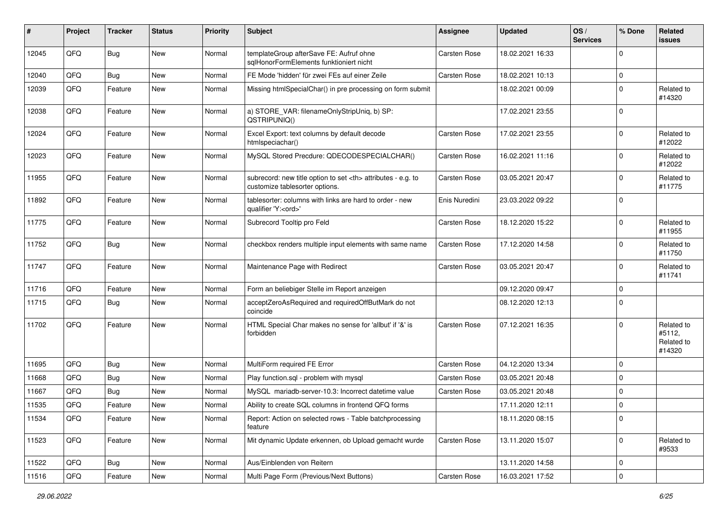| # | Project | Tracker | Status | Priority | Subject | Assignee | Updated | OS / Services | % Done | Related issues |
|---|---|---|---|---|---|---|---|---|---|---|
| 12045 | QFQ | Bug | New | Normal | templateGroup afterSave FE: Aufruf ohne sqlHonorFormElements funktioniert nicht | Carsten Rose | 18.02.2021 16:33 | | 0 | |
| 12040 | QFQ | Bug | New | Normal | FE Mode 'hidden' für zwei FEs auf einer Zeile | Carsten Rose | 18.02.2021 10:13 | | 0 | |
| 12039 | QFQ | Feature | New | Normal | Missing htmlSpecialChar() in pre processing on form submit | | 18.02.2021 00:09 | | 0 | Related to #14320 |
| 12038 | QFQ | Feature | New | Normal | a) STORE_VAR: filenameOnlyStripUniq, b) SP: QSTRIPUNIQ() | | 17.02.2021 23:55 | | 0 | |
| 12024 | QFQ | Feature | New | Normal | Excel Export: text columns by default decode htmlspeciachar() | Carsten Rose | 17.02.2021 23:55 | | 0 | Related to #12022 |
| 12023 | QFQ | Feature | New | Normal | MySQL Stored Precdure: QDECODESPECIALCHAR() | Carsten Rose | 16.02.2021 11:16 | | 0 | Related to #12022 |
| 11955 | QFQ | Feature | New | Normal | subrecord: new title option to set <th> attributes - e.g. to customize tablesorter options. | Carsten Rose | 03.05.2021 20:47 | | 0 | Related to #11775 |
| 11892 | QFQ | Feature | New | Normal | tablesorter: columns with links are hard to order - new qualifier 'Y:<ord>' | Enis Nuredini | 23.03.2022 09:22 | | 0 | |
| 11775 | QFQ | Feature | New | Normal | Subrecord Tooltip pro Feld | Carsten Rose | 18.12.2020 15:22 | | 0 | Related to #11955 |
| 11752 | QFQ | Bug | New | Normal | checkbox renders multiple input elements with same name | Carsten Rose | 17.12.2020 14:58 | | 0 | Related to #11750 |
| 11747 | QFQ | Feature | New | Normal | Maintenance Page with Redirect | Carsten Rose | 03.05.2021 20:47 | | 0 | Related to #11741 |
| 11716 | QFQ | Feature | New | Normal | Form an beliebiger Stelle im Report anzeigen | | 09.12.2020 09:47 | | 0 | |
| 11715 | QFQ | Bug | New | Normal | acceptZeroAsRequired and requiredOffButMark do not coincide | | 08.12.2020 12:13 | | 0 | |
| 11702 | QFQ | Feature | New | Normal | HTML Special Char makes no sense for 'allbut' if '&' is forbidden | Carsten Rose | 07.12.2021 16:35 | | 0 | Related to #5112, Related to #14320 |
| 11695 | QFQ | Bug | New | Normal | MultiForm required FE Error | Carsten Rose | 04.12.2020 13:34 | | 0 | |
| 11668 | QFQ | Bug | New | Normal | Play function.sql - problem with mysql | Carsten Rose | 03.05.2021 20:48 | | 0 | |
| 11667 | QFQ | Bug | New | Normal | MySQL mariadb-server-10.3: Incorrect datetime value | Carsten Rose | 03.05.2021 20:48 | | 0 | |
| 11535 | QFQ | Feature | New | Normal | Ability to create SQL columns in frontend QFQ forms | | 17.11.2020 12:11 | | 0 | |
| 11534 | QFQ | Feature | New | Normal | Report: Action on selected rows - Table batchprocessing feature | | 18.11.2020 08:15 | | 0 | |
| 11523 | QFQ | Feature | New | Normal | Mit dynamic Update erkennen, ob Upload gemacht wurde | Carsten Rose | 13.11.2020 15:07 | | 0 | Related to #9533 |
| 11522 | QFQ | Bug | New | Normal | Aus/Einblenden von Reitern | | 13.11.2020 14:58 | | 0 | |
| 11516 | QFQ | Feature | New | Normal | Multi Page Form (Previous/Next Buttons) | Carsten Rose | 16.03.2021 17:52 | | 0 | |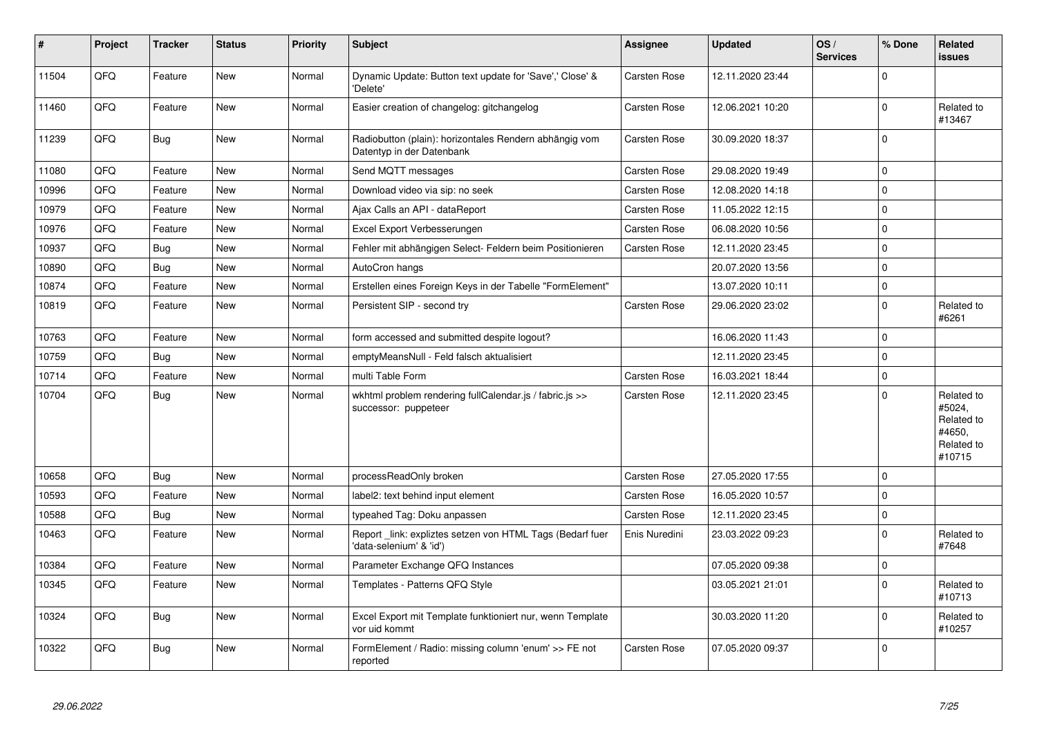| # | Project | Tracker | Status | Priority | Subject | Assignee | Updated | OS / Services | % Done | Related issues |
|---|---|---|---|---|---|---|---|---|---|---|
| 11504 | QFQ | Feature | New | Normal | Dynamic Update: Button text update for 'Save',' Close' & 'Delete' | Carsten Rose | 12.11.2020 23:44 | | 0 | |
| 11460 | QFQ | Feature | New | Normal | Easier creation of changelog: gitchangelog | Carsten Rose | 12.06.2021 10:20 | | 0 | Related to #13467 |
| 11239 | QFQ | Bug | New | Normal | Radiobutton (plain): horizontales Rendern abhängig vom Datentyp in der Datenbank | Carsten Rose | 30.09.2020 18:37 | | 0 | |
| 11080 | QFQ | Feature | New | Normal | Send MQTT messages | Carsten Rose | 29.08.2020 19:49 | | 0 | |
| 10996 | QFQ | Feature | New | Normal | Download video via sip: no seek | Carsten Rose | 12.08.2020 14:18 | | 0 | |
| 10979 | QFQ | Feature | New | Normal | Ajax Calls an API - dataReport | Carsten Rose | 11.05.2022 12:15 | | 0 | |
| 10976 | QFQ | Feature | New | Normal | Excel Export Verbesserungen | Carsten Rose | 06.08.2020 10:56 | | 0 | |
| 10937 | QFQ | Bug | New | Normal | Fehler mit abhängigen Select- Feldern beim Positionieren | Carsten Rose | 12.11.2020 23:45 | | 0 | |
| 10890 | QFQ | Bug | New | Normal | AutoCron hangs | | 20.07.2020 13:56 | | 0 | |
| 10874 | QFQ | Feature | New | Normal | Erstellen eines Foreign Keys in der Tabelle "FormElement" | | 13.07.2020 10:11 | | 0 | |
| 10819 | QFQ | Feature | New | Normal | Persistent SIP - second try | Carsten Rose | 29.06.2020 23:02 | | 0 | Related to #6261 |
| 10763 | QFQ | Feature | New | Normal | form accessed and submitted despite logout? | | 16.06.2020 11:43 | | 0 | |
| 10759 | QFQ | Bug | New | Normal | emptyMeansNull - Feld falsch aktualisiert | | 12.11.2020 23:45 | | 0 | |
| 10714 | QFQ | Feature | New | Normal | multi Table Form | Carsten Rose | 16.03.2021 18:44 | | 0 | |
| 10704 | QFQ | Bug | New | Normal | wkhtml problem rendering fullCalendar.js / fabric.js >> successor: puppeteer | Carsten Rose | 12.11.2020 23:45 | | 0 | Related to #5024, Related to #4650, Related to #10715 |
| 10658 | QFQ | Bug | New | Normal | processReadOnly broken | Carsten Rose | 27.05.2020 17:55 | | 0 | |
| 10593 | QFQ | Feature | New | Normal | label2: text behind input element | Carsten Rose | 16.05.2020 10:57 | | 0 | |
| 10588 | QFQ | Bug | New | Normal | typeahed Tag: Doku anpassen | Carsten Rose | 12.11.2020 23:45 | | 0 | |
| 10463 | QFQ | Feature | New | Normal | Report _link: expliztes setzen von HTML Tags (Bedarf fuer 'data-selenium' & 'id') | Enis Nuredini | 23.03.2022 09:23 | | 0 | Related to #7648 |
| 10384 | QFQ | Feature | New | Normal | Parameter Exchange QFQ Instances | | 07.05.2020 09:38 | | 0 | |
| 10345 | QFQ | Feature | New | Normal | Templates - Patterns QFQ Style | | 03.05.2021 21:01 | | 0 | Related to #10713 |
| 10324 | QFQ | Bug | New | Normal | Excel Export mit Template funktioniert nur, wenn Template vor uid kommt | | 30.03.2020 11:20 | | 0 | Related to #10257 |
| 10322 | QFQ | Bug | New | Normal | FormElement / Radio: missing column 'enum' >> FE not reported | Carsten Rose | 07.05.2020 09:37 | | 0 | |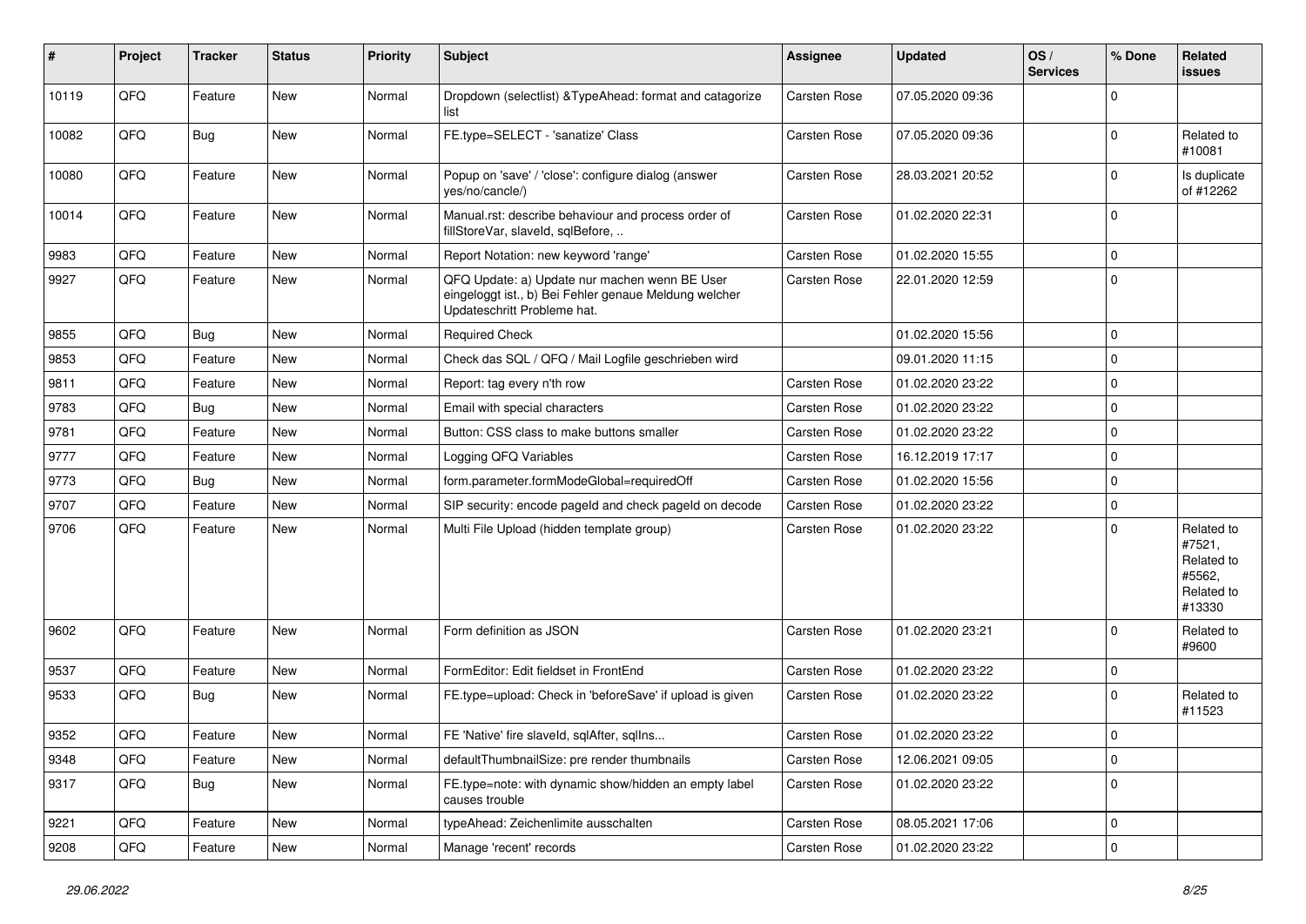| # | Project | Tracker | Status | Priority | Subject | Assignee | Updated | OS / Services | % Done | Related issues |
|---|---|---|---|---|---|---|---|---|---|---|
| 10119 | QFQ | Feature | New | Normal | Dropdown (selectlist) &TypeAhead: format and catagorize list | Carsten Rose | 07.05.2020 09:36 | | 0 | |
| 10082 | QFQ | Bug | New | Normal | FE.type=SELECT - 'sanatize' Class | Carsten Rose | 07.05.2020 09:36 | | 0 | Related to #10081 |
| 10080 | QFQ | Feature | New | Normal | Popup on 'save' / 'close': configure dialog (answer yes/no/cancle/) | Carsten Rose | 28.03.2021 20:52 | | 0 | Is duplicate of #12262 |
| 10014 | QFQ | Feature | New | Normal | Manual.rst: describe behaviour and process order of fillStoreVar, slaveId, sqlBefore, .. | Carsten Rose | 01.02.2020 22:31 | | 0 | |
| 9983 | QFQ | Feature | New | Normal | Report Notation: new keyword 'range' | Carsten Rose | 01.02.2020 15:55 | | 0 | |
| 9927 | QFQ | Feature | New | Normal | QFQ Update: a) Update nur machen wenn BE User eingeloggt ist., b) Bei Fehler genaue Meldung welcher Updateschritt Probleme hat. | Carsten Rose | 22.01.2020 12:59 | | 0 | |
| 9855 | QFQ | Bug | New | Normal | Required Check | | 01.02.2020 15:56 | | 0 | |
| 9853 | QFQ | Feature | New | Normal | Check das SQL / QFQ / Mail Logfile geschrieben wird | | 09.01.2020 11:15 | | 0 | |
| 9811 | QFQ | Feature | New | Normal | Report: tag every n'th row | Carsten Rose | 01.02.2020 23:22 | | 0 | |
| 9783 | QFQ | Bug | New | Normal | Email with special characters | Carsten Rose | 01.02.2020 23:22 | | 0 | |
| 9781 | QFQ | Feature | New | Normal | Button: CSS class to make buttons smaller | Carsten Rose | 01.02.2020 23:22 | | 0 | |
| 9777 | QFQ | Feature | New | Normal | Logging QFQ Variables | Carsten Rose | 16.12.2019 17:17 | | 0 | |
| 9773 | QFQ | Bug | New | Normal | form.parameter.formModeGlobal=requiredOff | Carsten Rose | 01.02.2020 15:56 | | 0 | |
| 9707 | QFQ | Feature | New | Normal | SIP security: encode pageId and check pageId on decode | Carsten Rose | 01.02.2020 23:22 | | 0 | |
| 9706 | QFQ | Feature | New | Normal | Multi File Upload (hidden template group) | Carsten Rose | 01.02.2020 23:22 | | 0 | Related to #7521, Related to #5562, Related to #13330 |
| 9602 | QFQ | Feature | New | Normal | Form definition as JSON | Carsten Rose | 01.02.2020 23:21 | | 0 | Related to #9600 |
| 9537 | QFQ | Feature | New | Normal | FormEditor: Edit fieldset in FrontEnd | Carsten Rose | 01.02.2020 23:22 | | 0 | |
| 9533 | QFQ | Bug | New | Normal | FE.type=upload: Check in 'beforeSave' if upload is given | Carsten Rose | 01.02.2020 23:22 | | 0 | Related to #11523 |
| 9352 | QFQ | Feature | New | Normal | FE 'Native' fire slaveId, sqlAfter, sqlIns... | Carsten Rose | 01.02.2020 23:22 | | 0 | |
| 9348 | QFQ | Feature | New | Normal | defaultThumbnailSize: pre render thumbnails | Carsten Rose | 12.06.2021 09:05 | | 0 | |
| 9317 | QFQ | Bug | New | Normal | FE.type=note: with dynamic show/hidden an empty label causes trouble | Carsten Rose | 01.02.2020 23:22 | | 0 | |
| 9221 | QFQ | Feature | New | Normal | typeAhead: Zeichenlimite ausschalten | Carsten Rose | 08.05.2021 17:06 | | 0 | |
| 9208 | QFQ | Feature | New | Normal | Manage 'recent' records | Carsten Rose | 01.02.2020 23:22 | | 0 | |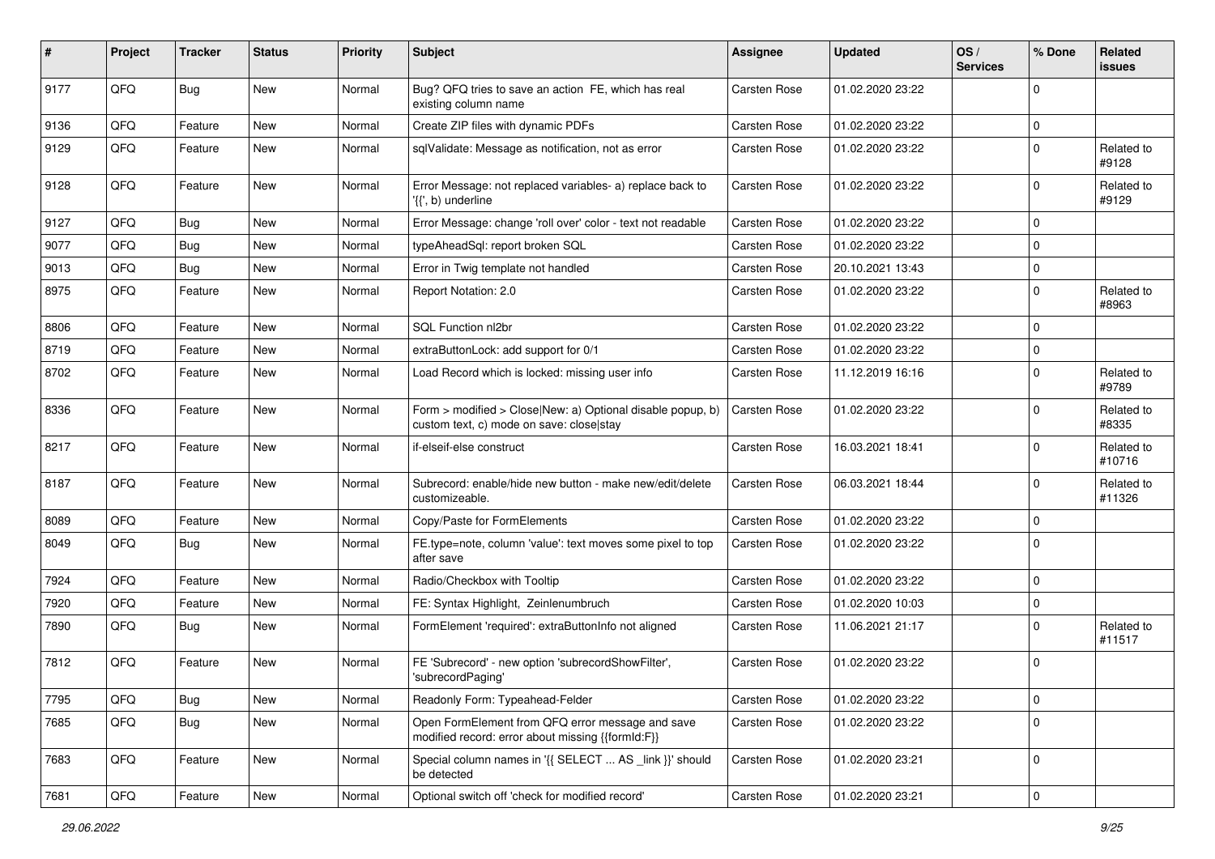| # | Project | Tracker | Status | Priority | Subject | Assignee | Updated | OS / Services | % Done | Related issues |
|---|---|---|---|---|---|---|---|---|---|---|
| 9177 | QFQ | Bug | New | Normal | Bug? QFQ tries to save an action FE, which has real existing column name | Carsten Rose | 01.02.2020 23:22 | | 0 | |
| 9136 | QFQ | Feature | New | Normal | Create ZIP files with dynamic PDFs | Carsten Rose | 01.02.2020 23:22 | | 0 | |
| 9129 | QFQ | Feature | New | Normal | sqlValidate: Message as notification, not as error | Carsten Rose | 01.02.2020 23:22 | | 0 | Related to #9128 |
| 9128 | QFQ | Feature | New | Normal | Error Message: not replaced variables- a) replace back to '{{', b) underline | Carsten Rose | 01.02.2020 23:22 | | 0 | Related to #9129 |
| 9127 | QFQ | Bug | New | Normal | Error Message: change 'roll over' color - text not readable | Carsten Rose | 01.02.2020 23:22 | | 0 | |
| 9077 | QFQ | Bug | New | Normal | typeAheadSql: report broken SQL | Carsten Rose | 01.02.2020 23:22 | | 0 | |
| 9013 | QFQ | Bug | New | Normal | Error in Twig template not handled | Carsten Rose | 20.10.2021 13:43 | | 0 | |
| 8975 | QFQ | Feature | New | Normal | Report Notation: 2.0 | Carsten Rose | 01.02.2020 23:22 | | 0 | Related to #8963 |
| 8806 | QFQ | Feature | New | Normal | SQL Function nl2br | Carsten Rose | 01.02.2020 23:22 | | 0 | |
| 8719 | QFQ | Feature | New | Normal | extraButtonLock: add support for 0/1 | Carsten Rose | 01.02.2020 23:22 | | 0 | |
| 8702 | QFQ | Feature | New | Normal | Load Record which is locked: missing user info | Carsten Rose | 11.12.2019 16:16 | | 0 | Related to #9789 |
| 8336 | QFQ | Feature | New | Normal | Form > modified > Close\|New: a) Optional disable popup, b) custom text, c) mode on save: close\|stay | Carsten Rose | 01.02.2020 23:22 | | 0 | Related to #8335 |
| 8217 | QFQ | Feature | New | Normal | if-elseif-else construct | Carsten Rose | 16.03.2021 18:41 | | 0 | Related to #10716 |
| 8187 | QFQ | Feature | New | Normal | Subrecord: enable/hide new button - make new/edit/delete customizeable. | Carsten Rose | 06.03.2021 18:44 | | 0 | Related to #11326 |
| 8089 | QFQ | Feature | New | Normal | Copy/Paste for FormElements | Carsten Rose | 01.02.2020 23:22 | | 0 | |
| 8049 | QFQ | Bug | New | Normal | FE.type=note, column 'value': text moves some pixel to top after save | Carsten Rose | 01.02.2020 23:22 | | 0 | |
| 7924 | QFQ | Feature | New | Normal | Radio/Checkbox with Tooltip | Carsten Rose | 01.02.2020 23:22 | | 0 | |
| 7920 | QFQ | Feature | New | Normal | FE: Syntax Highlight, Zeinlenumbruch | Carsten Rose | 01.02.2020 10:03 | | 0 | |
| 7890 | QFQ | Bug | New | Normal | FormElement 'required': extraButtonInfo not aligned | Carsten Rose | 11.06.2021 21:17 | | 0 | Related to #11517 |
| 7812 | QFQ | Feature | New | Normal | FE 'Subrecord' - new option 'subrecordShowFilter', 'subrecordPaging' | Carsten Rose | 01.02.2020 23:22 | | 0 | |
| 7795 | QFQ | Bug | New | Normal | Readonly Form: Typeahead-Felder | Carsten Rose | 01.02.2020 23:22 | | 0 | |
| 7685 | QFQ | Bug | New | Normal | Open FormElement from QFQ error message and save modified record: error about missing {{formId:F}} | Carsten Rose | 01.02.2020 23:22 | | 0 | |
| 7683 | QFQ | Feature | New | Normal | Special column names in '{{ SELECT ... AS _link }}' should be detected | Carsten Rose | 01.02.2020 23:21 | | 0 | |
| 7681 | QFQ | Feature | New | Normal | Optional switch off 'check for modified record' | Carsten Rose | 01.02.2020 23:21 | | 0 | |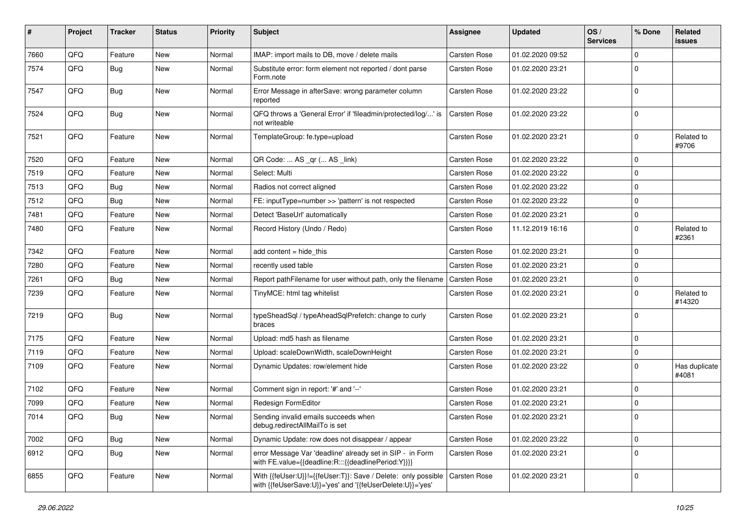| # | Project | Tracker | Status | Priority | Subject | Assignee | Updated | OS / Services | % Done | Related issues |
|---|---|---|---|---|---|---|---|---|---|---|
| 7660 | QFQ | Feature | New | Normal | IMAP: import mails to DB, move / delete mails | Carsten Rose | 01.02.2020 09:52 | | 0 | |
| 7574 | QFQ | Bug | New | Normal | Substitute error: form element not reported / dont parse Form.note | Carsten Rose | 01.02.2020 23:21 | | 0 | |
| 7547 | QFQ | Bug | New | Normal | Error Message in afterSave: wrong parameter column reported | Carsten Rose | 01.02.2020 23:22 | | 0 | |
| 7524 | QFQ | Bug | New | Normal | QFQ throws a 'General Error' if 'fileadmin/protected/log/...' is not writeable | Carsten Rose | 01.02.2020 23:22 | | 0 | |
| 7521 | QFQ | Feature | New | Normal | TemplateGroup: fe.type=upload | Carsten Rose | 01.02.2020 23:21 | | 0 | Related to #9706 |
| 7520 | QFQ | Feature | New | Normal | QR Code: ... AS _qr ( ... AS _link) | Carsten Rose | 01.02.2020 23:22 | | 0 | |
| 7519 | QFQ | Feature | New | Normal | Select: Multi | Carsten Rose | 01.02.2020 23:22 | | 0 | |
| 7513 | QFQ | Bug | New | Normal | Radios not correct aligned | Carsten Rose | 01.02.2020 23:22 | | 0 | |
| 7512 | QFQ | Bug | New | Normal | FE: inputType=number >> 'pattern' is not respected | Carsten Rose | 01.02.2020 23:22 | | 0 | |
| 7481 | QFQ | Feature | New | Normal | Detect 'BaseUrl' automatically | Carsten Rose | 01.02.2020 23:21 | | 0 | |
| 7480 | QFQ | Feature | New | Normal | Record History (Undo / Redo) | Carsten Rose | 11.12.2019 16:16 | | 0 | Related to #2361 |
| 7342 | QFQ | Feature | New | Normal | add content = hide_this | Carsten Rose | 01.02.2020 23:21 | | 0 | |
| 7280 | QFQ | Feature | New | Normal | recently used table | Carsten Rose | 01.02.2020 23:21 | | 0 | |
| 7261 | QFQ | Bug | New | Normal | Report pathFilename for user without path, only the filename | Carsten Rose | 01.02.2020 23:21 | | 0 | |
| 7239 | QFQ | Feature | New | Normal | TinyMCE: html tag whitelist | Carsten Rose | 01.02.2020 23:21 | | 0 | Related to #14320 |
| 7219 | QFQ | Bug | New | Normal | typeSheadSql / typeAheadSqlPrefetch: change to curly braces | Carsten Rose | 01.02.2020 23:21 | | 0 | |
| 7175 | QFQ | Feature | New | Normal | Upload: md5 hash as filename | Carsten Rose | 01.02.2020 23:21 | | 0 | |
| 7119 | QFQ | Feature | New | Normal | Upload: scaleDownWidth, scaleDownHeight | Carsten Rose | 01.02.2020 23:21 | | 0 | |
| 7109 | QFQ | Feature | New | Normal | Dynamic Updates: row/element hide | Carsten Rose | 01.02.2020 23:22 | | 0 | Has duplicate #4081 |
| 7102 | QFQ | Feature | New | Normal | Comment sign in report: '#' and '--' | Carsten Rose | 01.02.2020 23:21 | | 0 | |
| 7099 | QFQ | Feature | New | Normal | Redesign FormEditor | Carsten Rose | 01.02.2020 23:21 | | 0 | |
| 7014 | QFQ | Bug | New | Normal | Sending invalid emails succeeds when debug.redirectAllMailTo is set | Carsten Rose | 01.02.2020 23:21 | | 0 | |
| 7002 | QFQ | Bug | New | Normal | Dynamic Update: row does not disappear / appear | Carsten Rose | 01.02.2020 23:22 | | 0 | |
| 6912 | QFQ | Bug | New | Normal | error Message Var 'deadline' already set in SIP - in Form with FE.value={{deadline:R:::{{deadlinePeriod:Y}}}} | Carsten Rose | 01.02.2020 23:21 | | 0 | |
| 6855 | QFQ | Feature | New | Normal | With {{feUser:U}}!={{feUser:T}}: Save / Delete: only possible with {{feUserSave:U}}='yes' and '{{feUserDelete:U}}='yes' | Carsten Rose | 01.02.2020 23:21 | | 0 | |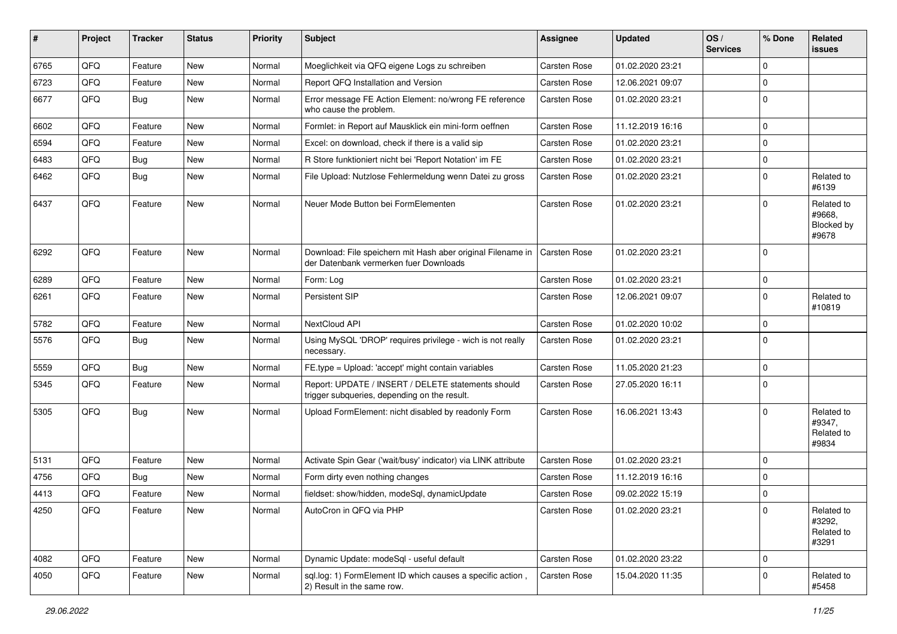| # | Project | Tracker | Status | Priority | Subject | Assignee | Updated | OS / Services | % Done | Related issues |
|---|---|---|---|---|---|---|---|---|---|---|
| 6765 | QFQ | Feature | New | Normal | Moeglichkeit via QFQ eigene Logs zu schreiben | Carsten Rose | 01.02.2020 23:21 | | 0 | |
| 6723 | QFQ | Feature | New | Normal | Report QFQ Installation and Version | Carsten Rose | 12.06.2021 09:07 | | 0 | |
| 6677 | QFQ | Bug | New | Normal | Error message FE Action Element: no/wrong FE reference who cause the problem. | Carsten Rose | 01.02.2020 23:21 | | 0 | |
| 6602 | QFQ | Feature | New | Normal | Formlet: in Report auf Mausklick ein mini-form oeffnen | Carsten Rose | 11.12.2019 16:16 | | 0 | |
| 6594 | QFQ | Feature | New | Normal | Excel: on download, check if there is a valid sip | Carsten Rose | 01.02.2020 23:21 | | 0 | |
| 6483 | QFQ | Bug | New | Normal | R Store funktioniert nicht bei 'Report Notation' im FE | Carsten Rose | 01.02.2020 23:21 | | 0 | |
| 6462 | QFQ | Bug | New | Normal | File Upload: Nutzlose Fehlermeldung wenn Datei zu gross | Carsten Rose | 01.02.2020 23:21 | | 0 | Related to #6139 |
| 6437 | QFQ | Feature | New | Normal | Neuer Mode Button bei FormElementen | Carsten Rose | 01.02.2020 23:21 | | 0 | Related to #9668, Blocked by #9678 |
| 6292 | QFQ | Feature | New | Normal | Download: File speichern mit Hash aber original Filename in der Datenbank vermerken fuer Downloads | Carsten Rose | 01.02.2020 23:21 | | 0 | |
| 6289 | QFQ | Feature | New | Normal | Form: Log | Carsten Rose | 01.02.2020 23:21 | | 0 | |
| 6261 | QFQ | Feature | New | Normal | Persistent SIP | Carsten Rose | 12.06.2021 09:07 | | 0 | Related to #10819 |
| 5782 | QFQ | Feature | New | Normal | NextCloud API | Carsten Rose | 01.02.2020 10:02 | | 0 | |
| 5576 | QFQ | Bug | New | Normal | Using MySQL 'DROP' requires privilege - wich is not really necessary. | Carsten Rose | 01.02.2020 23:21 | | 0 | |
| 5559 | QFQ | Bug | New | Normal | FE.type = Upload: 'accept' might contain variables | Carsten Rose | 11.05.2020 21:23 | | 0 | |
| 5345 | QFQ | Feature | New | Normal | Report: UPDATE / INSERT / DELETE statements should trigger subqueries, depending on the result. | Carsten Rose | 27.05.2020 16:11 | | 0 | |
| 5305 | QFQ | Bug | New | Normal | Upload FormElement: nicht disabled by readonly Form | Carsten Rose | 16.06.2021 13:43 | | 0 | Related to #9347, Related to #9834 |
| 5131 | QFQ | Feature | New | Normal | Activate Spin Gear ('wait/busy' indicator) via LINK attribute | Carsten Rose | 01.02.2020 23:21 | | 0 | |
| 4756 | QFQ | Bug | New | Normal | Form dirty even nothing changes | Carsten Rose | 11.12.2019 16:16 | | 0 | |
| 4413 | QFQ | Feature | New | Normal | fieldset: show/hidden, modeSql, dynamicUpdate | Carsten Rose | 09.02.2022 15:19 | | 0 | |
| 4250 | QFQ | Feature | New | Normal | AutoCron in QFQ via PHP | Carsten Rose | 01.02.2020 23:21 | | 0 | Related to #3292, Related to #3291 |
| 4082 | QFQ | Feature | New | Normal | Dynamic Update: modeSql - useful default | Carsten Rose | 01.02.2020 23:22 | | 0 | |
| 4050 | QFQ | Feature | New | Normal | sql.log: 1) FormElement ID which causes a specific action , 2) Result in the same row. | Carsten Rose | 15.04.2020 11:35 | | 0 | Related to #5458 |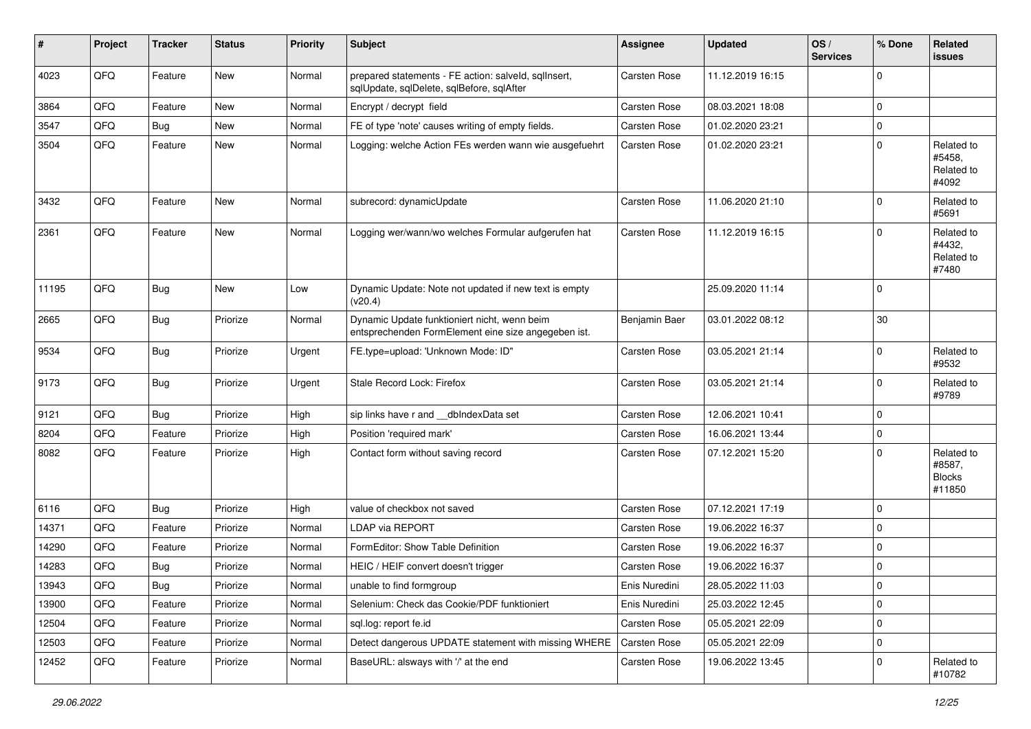| # | Project | Tracker | Status | Priority | Subject | Assignee | Updated | OS / Services | % Done | Related issues |
|---|---|---|---|---|---|---|---|---|---|---|
| 4023 | QFQ | Feature | New | Normal | prepared statements - FE action: salveId, sqlInsert, sqlUpdate, sqlDelete, sqlBefore, sqlAfter | Carsten Rose | 11.12.2019 16:15 | | 0 | |
| 3864 | QFQ | Feature | New | Normal | Encrypt / decrypt field | Carsten Rose | 08.03.2021 18:08 | | 0 | |
| 3547 | QFQ | Bug | New | Normal | FE of type 'note' causes writing of empty fields. | Carsten Rose | 01.02.2020 23:21 | | 0 | |
| 3504 | QFQ | Feature | New | Normal | Logging: welche Action FEs werden wann wie ausgefuehrt | Carsten Rose | 01.02.2020 23:21 | | 0 | Related to #5458, Related to #4092 |
| 3432 | QFQ | Feature | New | Normal | subrecord: dynamicUpdate | Carsten Rose | 11.06.2020 21:10 | | 0 | Related to #5691 |
| 2361 | QFQ | Feature | New | Normal | Logging wer/wann/wo welches Formular aufgerufen hat | Carsten Rose | 11.12.2019 16:15 | | 0 | Related to #4432, Related to #7480 |
| 11195 | QFQ | Bug | New | Low | Dynamic Update: Note not updated if new text is empty (v20.4) | | 25.09.2020 11:14 | | 0 | |
| 2665 | QFQ | Bug | Priorize | Normal | Dynamic Update funktioniert nicht, wenn beim entsprechenden FormElement eine size angegeben ist. | Benjamin Baer | 03.01.2022 08:12 | | 30 | |
| 9534 | QFQ | Bug | Priorize | Urgent | FE.type=upload: 'Unknown Mode: ID" | Carsten Rose | 03.05.2021 21:14 | | 0 | Related to #9532 |
| 9173 | QFQ | Bug | Priorize | Urgent | Stale Record Lock: Firefox | Carsten Rose | 03.05.2021 21:14 | | 0 | Related to #9789 |
| 9121 | QFQ | Bug | Priorize | High | sip links have r and __dbIndexData set | Carsten Rose | 12.06.2021 10:41 | | 0 | |
| 8204 | QFQ | Feature | Priorize | High | Position 'required mark' | Carsten Rose | 16.06.2021 13:44 | | 0 | |
| 8082 | QFQ | Feature | Priorize | High | Contact form without saving record | Carsten Rose | 07.12.2021 15:20 | | 0 | Related to #8587, Blocks #11850 |
| 6116 | QFQ | Bug | Priorize | High | value of checkbox not saved | Carsten Rose | 07.12.2021 17:19 | | 0 | |
| 14371 | QFQ | Feature | Priorize | Normal | LDAP via REPORT | Carsten Rose | 19.06.2022 16:37 | | 0 | |
| 14290 | QFQ | Feature | Priorize | Normal | FormEditor: Show Table Definition | Carsten Rose | 19.06.2022 16:37 | | 0 | |
| 14283 | QFQ | Bug | Priorize | Normal | HEIC / HEIF convert doesn't trigger | Carsten Rose | 19.06.2022 16:37 | | 0 | |
| 13943 | QFQ | Bug | Priorize | Normal | unable to find formgroup | Enis Nuredini | 28.05.2022 11:03 | | 0 | |
| 13900 | QFQ | Feature | Priorize | Normal | Selenium: Check das Cookie/PDF funktioniert | Enis Nuredini | 25.03.2022 12:45 | | 0 | |
| 12504 | QFQ | Feature | Priorize | Normal | sql.log: report fe.id | Carsten Rose | 05.05.2021 22:09 | | 0 | |
| 12503 | QFQ | Feature | Priorize | Normal | Detect dangerous UPDATE statement with missing WHERE | Carsten Rose | 05.05.2021 22:09 | | 0 | |
| 12452 | QFQ | Feature | Priorize | Normal | BaseURL: alsways with '/' at the end | Carsten Rose | 19.06.2022 13:45 | | 0 | Related to #10782 |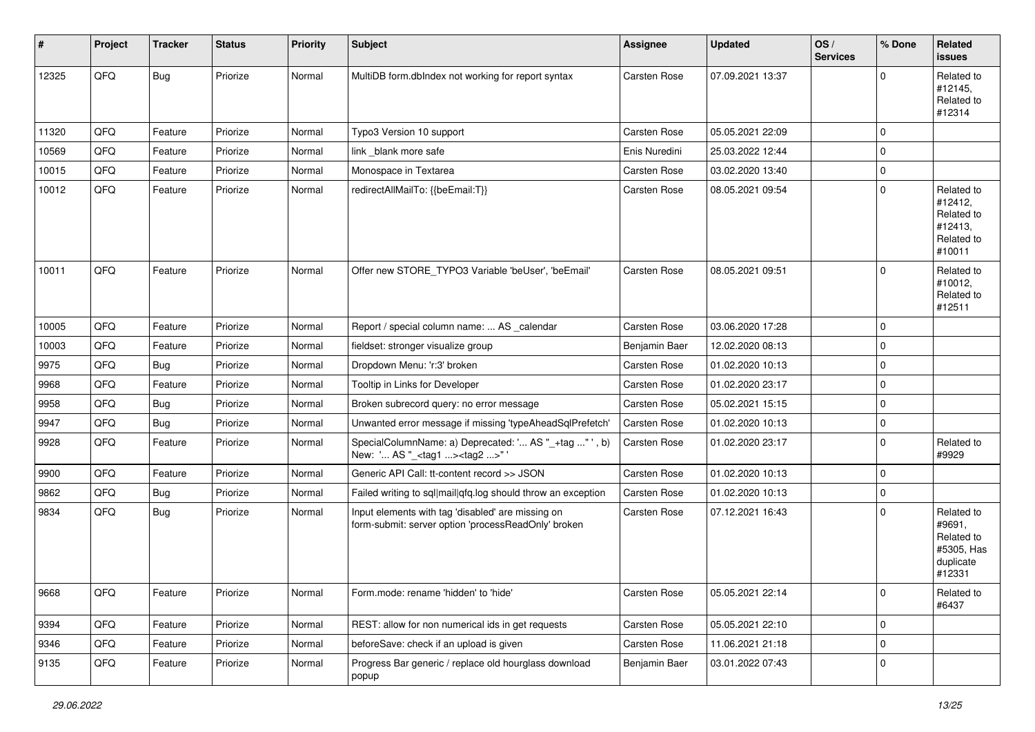| # | Project | Tracker | Status | Priority | Subject | Assignee | Updated | OS / Services | % Done | Related issues |
|---|---|---|---|---|---|---|---|---|---|---|
| 12325 | QFQ | Bug | Priorize | Normal | MultiDB form.dbIndex not working for report syntax | Carsten Rose | 07.09.2021 13:37 | | 0 | Related to #12145, Related to #12314 |
| 11320 | QFQ | Feature | Priorize | Normal | Typo3 Version 10 support | Carsten Rose | 05.05.2021 22:09 | | 0 | |
| 10569 | QFQ | Feature | Priorize | Normal | link _blank more safe | Enis Nuredini | 25.03.2022 12:44 | | 0 | |
| 10015 | QFQ | Feature | Priorize | Normal | Monospace in Textarea | Carsten Rose | 03.02.2020 13:40 | | 0 | |
| 10012 | QFQ | Feature | Priorize | Normal | redirectAllMailTo: {{beEmail:T}} | Carsten Rose | 08.05.2021 09:54 | | 0 | Related to #12412, Related to #12413, Related to #10011 |
| 10011 | QFQ | Feature | Priorize | Normal | Offer new STORE_TYPO3 Variable 'beUser', 'beEmail' | Carsten Rose | 08.05.2021 09:51 | | 0 | Related to #10012, Related to #12511 |
| 10005 | QFQ | Feature | Priorize | Normal | Report / special column name: ... AS _calendar | Carsten Rose | 03.06.2020 17:28 | | 0 | |
| 10003 | QFQ | Feature | Priorize | Normal | fieldset: stronger visualize group | Benjamin Baer | 12.02.2020 08:13 | | 0 | |
| 9975 | QFQ | Bug | Priorize | Normal | Dropdown Menu: 'r:3' broken | Carsten Rose | 01.02.2020 10:13 | | 0 | |
| 9968 | QFQ | Feature | Priorize | Normal | Tooltip in Links for Developer | Carsten Rose | 01.02.2020 23:17 | | 0 | |
| 9958 | QFQ | Bug | Priorize | Normal | Broken subrecord query: no error message | Carsten Rose | 05.02.2021 15:15 | | 0 | |
| 9947 | QFQ | Bug | Priorize | Normal | Unwanted error message if missing 'typeAheadSqlPrefetch' | Carsten Rose | 01.02.2020 10:13 | | 0 | |
| 9928 | QFQ | Feature | Priorize | Normal | SpecialColumnName: a) Deprecated: '... AS "_+tag ..." ', b) New: '... AS "_<tag1 ...><tag2 ...>" ' | Carsten Rose | 01.02.2020 23:17 | | 0 | Related to #9929 |
| 9900 | QFQ | Feature | Priorize | Normal | Generic API Call: tt-content record >> JSON | Carsten Rose | 01.02.2020 10:13 | | 0 | |
| 9862 | QFQ | Bug | Priorize | Normal | Failed writing to sql\|mail\|qfq.log should throw an exception | Carsten Rose | 01.02.2020 10:13 | | 0 | |
| 9834 | QFQ | Bug | Priorize | Normal | Input elements with tag 'disabled' are missing on form-submit: server option 'processReadOnly' broken | Carsten Rose | 07.12.2021 16:43 | | 0 | Related to #9691, Related to #5305, Has duplicate #12331 |
| 9668 | QFQ | Feature | Priorize | Normal | Form.mode: rename 'hidden' to 'hide' | Carsten Rose | 05.05.2021 22:14 | | 0 | Related to #6437 |
| 9394 | QFQ | Feature | Priorize | Normal | REST: allow for non numerical ids in get requests | Carsten Rose | 05.05.2021 22:10 | | 0 | |
| 9346 | QFQ | Feature | Priorize | Normal | beforeSave: check if an upload is given | Carsten Rose | 11.06.2021 21:18 | | 0 | |
| 9135 | QFQ | Feature | Priorize | Normal | Progress Bar generic / replace old hourglass download popup | Benjamin Baer | 03.01.2022 07:43 | | 0 | |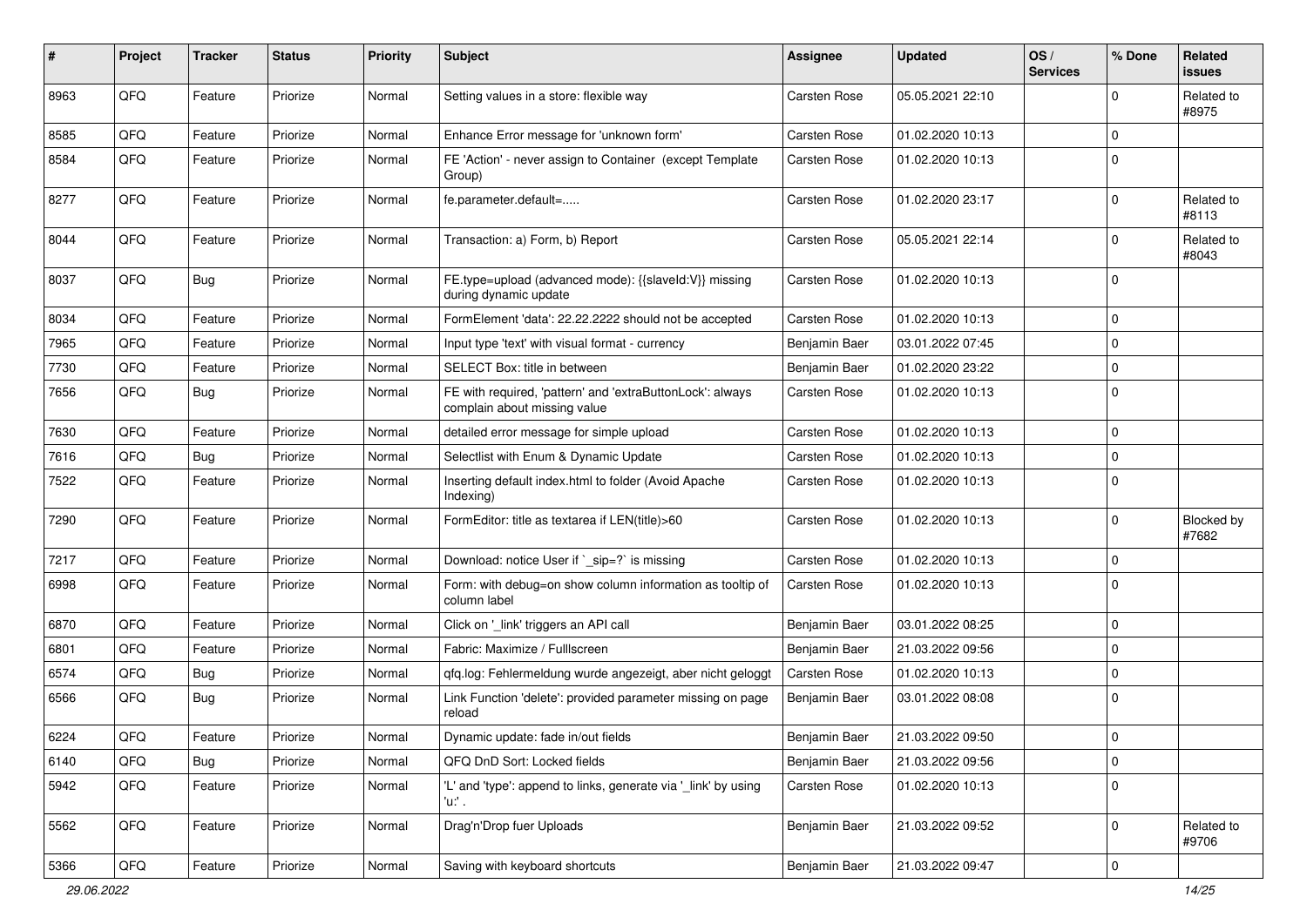| # | Project | Tracker | Status | Priority | Subject | Assignee | Updated | OS / Services | % Done | Related issues |
|---|---|---|---|---|---|---|---|---|---|---|
| 8963 | QFQ | Feature | Priorize | Normal | Setting values in a store: flexible way | Carsten Rose | 05.05.2021 22:10 | | 0 | Related to #8975 |
| 8585 | QFQ | Feature | Priorize | Normal | Enhance Error message for 'unknown form' | Carsten Rose | 01.02.2020 10:13 | | 0 | |
| 8584 | QFQ | Feature | Priorize | Normal | FE 'Action' - never assign to Container (except Template Group) | Carsten Rose | 01.02.2020 10:13 | | 0 | |
| 8277 | QFQ | Feature | Priorize | Normal | fe.parameter.default=..... | Carsten Rose | 01.02.2020 23:17 | | 0 | Related to #8113 |
| 8044 | QFQ | Feature | Priorize | Normal | Transaction: a) Form, b) Report | Carsten Rose | 05.05.2021 22:14 | | 0 | Related to #8043 |
| 8037 | QFQ | Bug | Priorize | Normal | FE.type=upload (advanced mode): {{slaveId:V}} missing during dynamic update | Carsten Rose | 01.02.2020 10:13 | | 0 | |
| 8034 | QFQ | Feature | Priorize | Normal | FormElement 'data': 22.22.2222 should not be accepted | Carsten Rose | 01.02.2020 10:13 | | 0 | |
| 7965 | QFQ | Feature | Priorize | Normal | Input type 'text' with visual format - currency | Benjamin Baer | 03.01.2022 07:45 | | 0 | |
| 7730 | QFQ | Feature | Priorize | Normal | SELECT Box: title in between | Benjamin Baer | 01.02.2020 23:22 | | 0 | |
| 7656 | QFQ | Bug | Priorize | Normal | FE with required, 'pattern' and 'extraButtonLock': always complain about missing value | Carsten Rose | 01.02.2020 10:13 | | 0 | |
| 7630 | QFQ | Feature | Priorize | Normal | detailed error message for simple upload | Carsten Rose | 01.02.2020 10:13 | | 0 | |
| 7616 | QFQ | Bug | Priorize | Normal | Selectlist with Enum & Dynamic Update | Carsten Rose | 01.02.2020 10:13 | | 0 | |
| 7522 | QFQ | Feature | Priorize | Normal | Inserting default index.html to folder (Avoid Apache Indexing) | Carsten Rose | 01.02.2020 10:13 | | 0 | |
| 7290 | QFQ | Feature | Priorize | Normal | FormEditor: title as textarea if LEN(title)>60 | Carsten Rose | 01.02.2020 10:13 | | 0 | Blocked by #7682 |
| 7217 | QFQ | Feature | Priorize | Normal | Download: notice User if `_sip=?` is missing | Carsten Rose | 01.02.2020 10:13 | | 0 | |
| 6998 | QFQ | Feature | Priorize | Normal | Form: with debug=on show column information as tooltip of column label | Carsten Rose | 01.02.2020 10:13 | | 0 | |
| 6870 | QFQ | Feature | Priorize | Normal | Click on '_link' triggers an API call | Benjamin Baer | 03.01.2022 08:25 | | 0 | |
| 6801 | QFQ | Feature | Priorize | Normal | Fabric: Maximize / FullIscreen | Benjamin Baer | 21.03.2022 09:56 | | 0 | |
| 6574 | QFQ | Bug | Priorize | Normal | qfq.log: Fehlermeldung wurde angezeigt, aber nicht geloggt | Carsten Rose | 01.02.2020 10:13 | | 0 | |
| 6566 | QFQ | Bug | Priorize | Normal | Link Function 'delete': provided parameter missing on page reload | Benjamin Baer | 03.01.2022 08:08 | | 0 | |
| 6224 | QFQ | Feature | Priorize | Normal | Dynamic update: fade in/out fields | Benjamin Baer | 21.03.2022 09:50 | | 0 | |
| 6140 | QFQ | Bug | Priorize | Normal | QFQ DnD Sort: Locked fields | Benjamin Baer | 21.03.2022 09:56 | | 0 | |
| 5942 | QFQ | Feature | Priorize | Normal | 'L' and 'type': append to links, generate via '_link' by using 'u:' . | Carsten Rose | 01.02.2020 10:13 | | 0 | |
| 5562 | QFQ | Feature | Priorize | Normal | Drag'n'Drop fuer Uploads | Benjamin Baer | 21.03.2022 09:52 | | 0 | Related to #9706 |
| 5366 | QFQ | Feature | Priorize | Normal | Saving with keyboard shortcuts | Benjamin Baer | 21.03.2022 09:47 | | 0 | |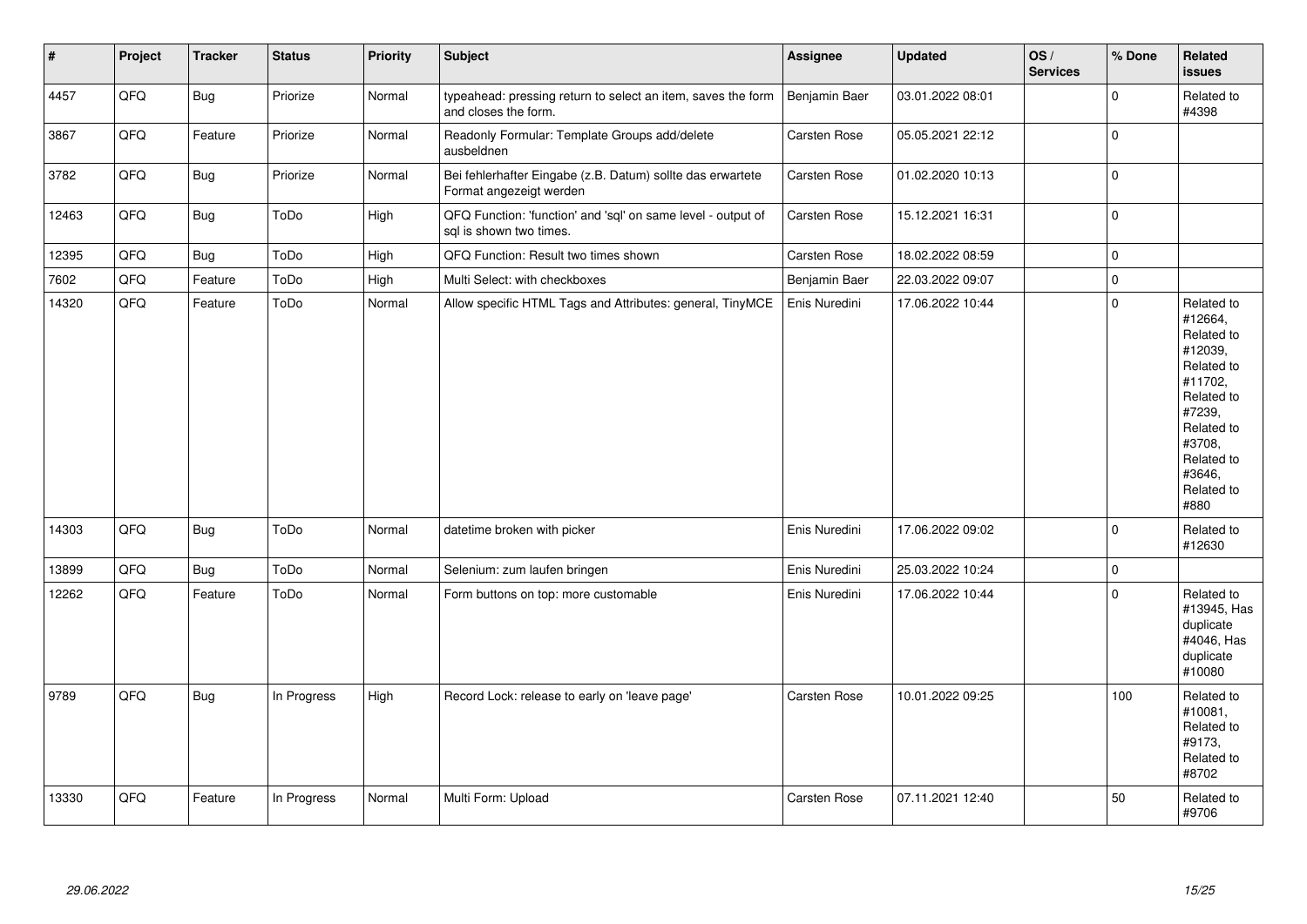| # | Project | Tracker | Status | Priority | Subject | Assignee | Updated | OS / Services | % Done | Related issues |
|---|---|---|---|---|---|---|---|---|---|---|
| 4457 | QFQ | Bug | Priorize | Normal | typeahead: pressing return to select an item, saves the form and closes the form. | Benjamin Baer | 03.01.2022 08:01 | | 0 | Related to #4398 |
| 3867 | QFQ | Feature | Priorize | Normal | Readonly Formular: Template Groups add/delete ausbeldnen | Carsten Rose | 05.05.2021 22:12 | | 0 | |
| 3782 | QFQ | Bug | Priorize | Normal | Bei fehlerhafter Eingabe (z.B. Datum) sollte das erwartete Format angezeigt werden | Carsten Rose | 01.02.2020 10:13 | | 0 | |
| 12463 | QFQ | Bug | ToDo | High | QFQ Function: 'function' and 'sql' on same level - output of sql is shown two times. | Carsten Rose | 15.12.2021 16:31 | | 0 | |
| 12395 | QFQ | Bug | ToDo | High | QFQ Function: Result two times shown | Carsten Rose | 18.02.2022 08:59 | | 0 | |
| 7602 | QFQ | Feature | ToDo | High | Multi Select: with checkboxes | Benjamin Baer | 22.03.2022 09:07 | | 0 | |
| 14320 | QFQ | Feature | ToDo | Normal | Allow specific HTML Tags and Attributes: general, TinyMCE | Enis Nuredini | 17.06.2022 10:44 | | 0 | Related to #12664, Related to #12039, Related to #11702, Related to #7239, Related to #3708, Related to #3646, Related to #880 |
| 14303 | QFQ | Bug | ToDo | Normal | datetime broken with picker | Enis Nuredini | 17.06.2022 09:02 | | 0 | Related to #12630 |
| 13899 | QFQ | Bug | ToDo | Normal | Selenium: zum laufen bringen | Enis Nuredini | 25.03.2022 10:24 | | 0 | |
| 12262 | QFQ | Feature | ToDo | Normal | Form buttons on top: more customable | Enis Nuredini | 17.06.2022 10:44 | | 0 | Related to #13945, Has duplicate #4046, Has duplicate #10080 |
| 9789 | QFQ | Bug | In Progress | High | Record Lock: release to early on 'leave page' | Carsten Rose | 10.01.2022 09:25 | | 100 | Related to #10081, Related to #9173, Related to #8702 |
| 13330 | QFQ | Feature | In Progress | Normal | Multi Form: Upload | Carsten Rose | 07.11.2021 12:40 | | 50 | Related to #9706 |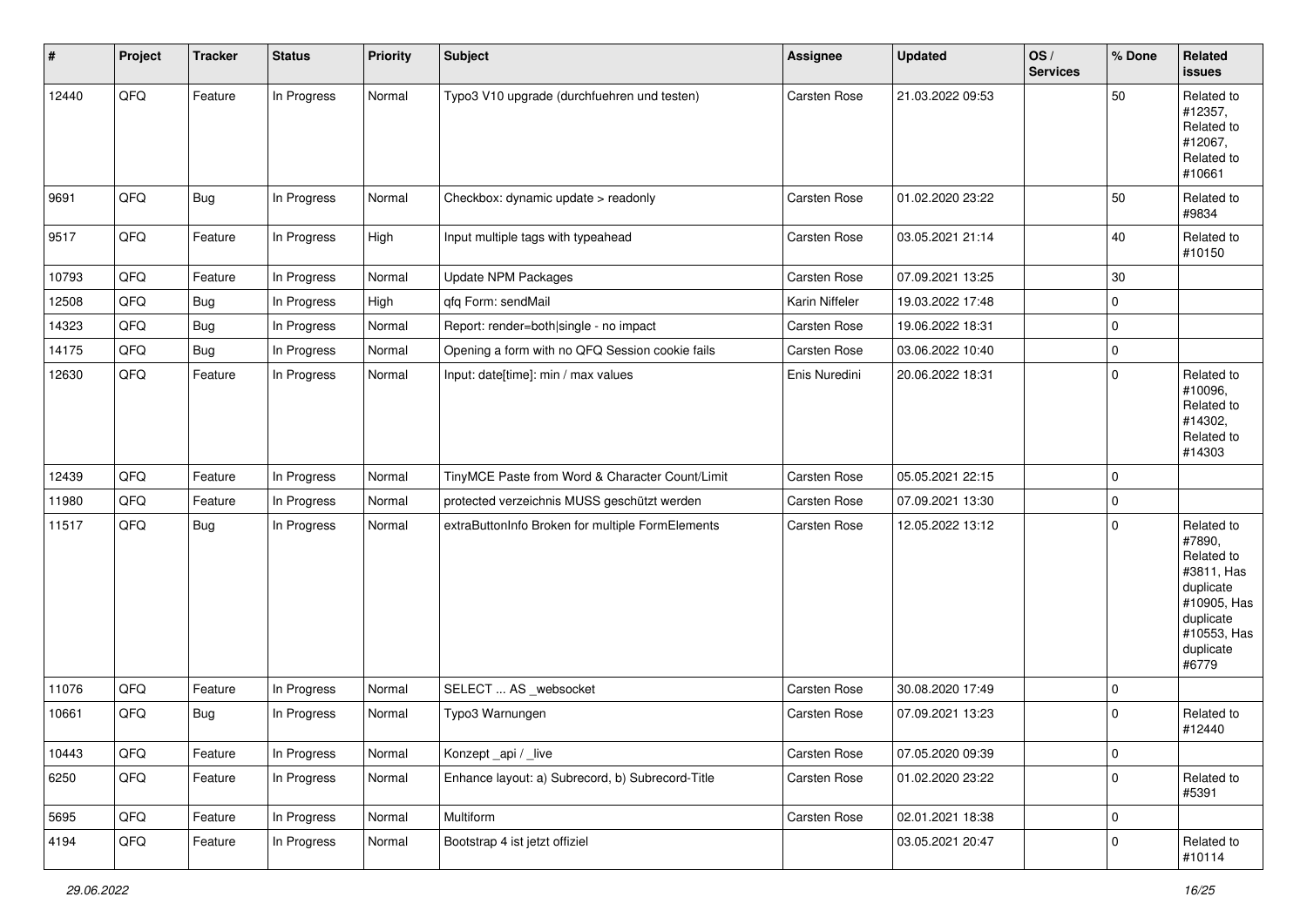| # | Project | Tracker | Status | Priority | Subject | Assignee | Updated | OS / Services | % Done | Related issues |
|---|---|---|---|---|---|---|---|---|---|---|
| 12440 | QFQ | Feature | In Progress | Normal | Typo3 V10 upgrade (durchfuehren und testen) | Carsten Rose | 21.03.2022 09:53 | | 50 | Related to #12357, Related to #12067, Related to #10661 |
| 9691 | QFQ | Bug | In Progress | Normal | Checkbox: dynamic update > readonly | Carsten Rose | 01.02.2020 23:22 | | 50 | Related to #9834 |
| 9517 | QFQ | Feature | In Progress | High | Input multiple tags with typeahead | Carsten Rose | 03.05.2021 21:14 | | 40 | Related to #10150 |
| 10793 | QFQ | Feature | In Progress | Normal | Update NPM Packages | Carsten Rose | 07.09.2021 13:25 | | 30 | |
| 12508 | QFQ | Bug | In Progress | High | qfq Form: sendMail | Karin Niffeler | 19.03.2022 17:48 | | 0 | |
| 14323 | QFQ | Bug | In Progress | Normal | Report: render=both\|single - no impact | Carsten Rose | 19.06.2022 18:31 | | 0 | |
| 14175 | QFQ | Bug | In Progress | Normal | Opening a form with no QFQ Session cookie fails | Carsten Rose | 03.06.2022 10:40 | | 0 | |
| 12630 | QFQ | Feature | In Progress | Normal | Input: date[time]: min / max values | Enis Nuredini | 20.06.2022 18:31 | | 0 | Related to #10096, Related to #14302, Related to #14303 |
| 12439 | QFQ | Feature | In Progress | Normal | TinyMCE Paste from Word & Character Count/Limit | Carsten Rose | 05.05.2021 22:15 | | 0 | |
| 11980 | QFQ | Feature | In Progress | Normal | protected verzeichnis MUSS geschützt werden | Carsten Rose | 07.09.2021 13:30 | | 0 | |
| 11517 | QFQ | Bug | In Progress | Normal | extraButtonInfo Broken for multiple FormElements | Carsten Rose | 12.05.2022 13:12 | | 0 | Related to #7890, Related to #3811, Has duplicate #10905, Has duplicate #10553, Has duplicate #6779 |
| 11076 | QFQ | Feature | In Progress | Normal | SELECT ... AS _websocket | Carsten Rose | 30.08.2020 17:49 | | 0 | |
| 10661 | QFQ | Bug | In Progress | Normal | Typo3 Warnungen | Carsten Rose | 07.09.2021 13:23 | | 0 | Related to #12440 |
| 10443 | QFQ | Feature | In Progress | Normal | Konzept _api / _live | Carsten Rose | 07.05.2020 09:39 | | 0 | |
| 6250 | QFQ | Feature | In Progress | Normal | Enhance layout: a) Subrecord, b) Subrecord-Title | Carsten Rose | 01.02.2020 23:22 | | 0 | Related to #5391 |
| 5695 | QFQ | Feature | In Progress | Normal | Multiform | Carsten Rose | 02.01.2021 18:38 | | 0 | |
| 4194 | QFQ | Feature | In Progress | Normal | Bootstrap 4 ist jetzt offiziel | | 03.05.2021 20:47 | | 0 | Related to #10114 |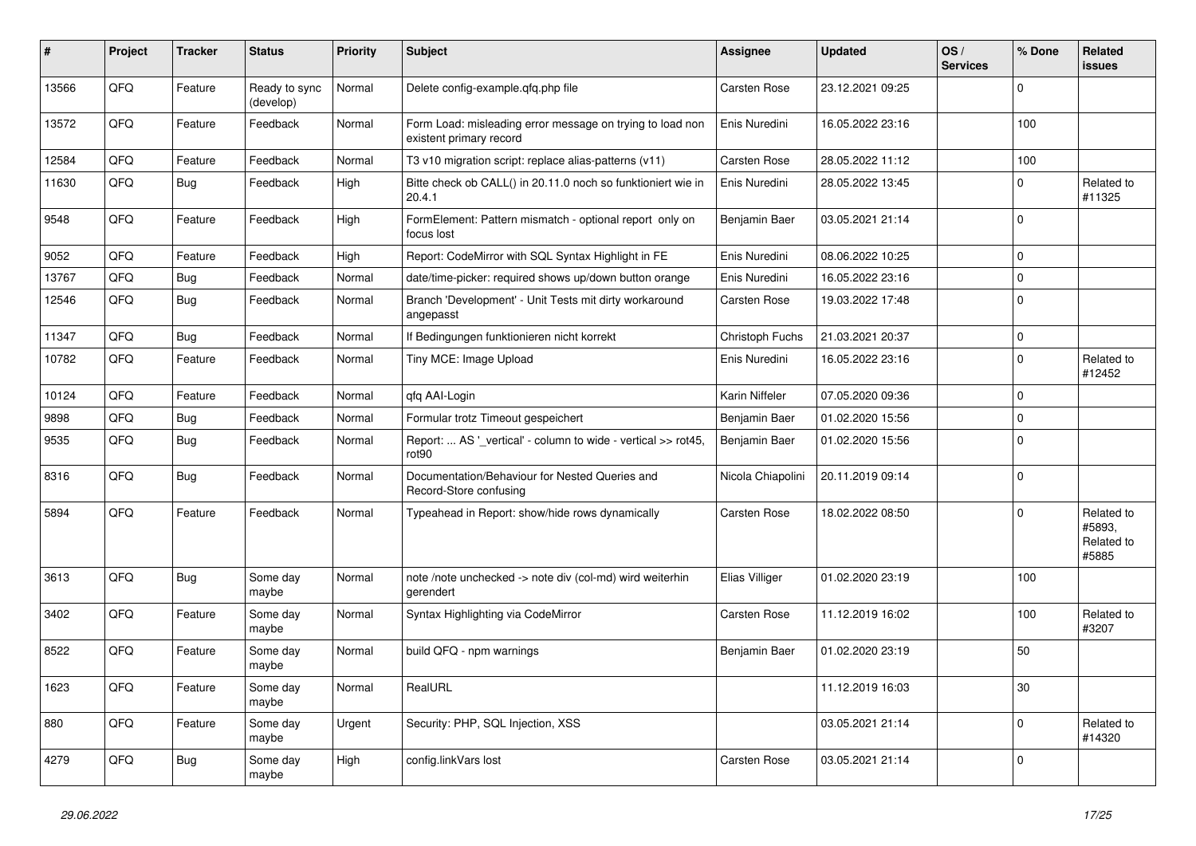| # | Project | Tracker | Status | Priority | Subject | Assignee | Updated | OS / Services | % Done | Related issues |
|---|---|---|---|---|---|---|---|---|---|---|
| 13566 | QFQ | Feature | Ready to sync (develop) | Normal | Delete config-example.qfq.php file | Carsten Rose | 23.12.2021 09:25 | | 0 | |
| 13572 | QFQ | Feature | Feedback | Normal | Form Load: misleading error message on trying to load non existent primary record | Enis Nuredini | 16.05.2022 23:16 | | 100 | |
| 12584 | QFQ | Feature | Feedback | Normal | T3 v10 migration script: replace alias-patterns (v11) | Carsten Rose | 28.05.2022 11:12 | | 100 | |
| 11630 | QFQ | Bug | Feedback | High | Bitte check ob CALL() in 20.11.0 noch so funktioniert wie in 20.4.1 | Enis Nuredini | 28.05.2022 13:45 | | 0 | Related to #11325 |
| 9548 | QFQ | Feature | Feedback | High | FormElement: Pattern mismatch - optional report only on focus lost | Benjamin Baer | 03.05.2021 21:14 | | 0 | |
| 9052 | QFQ | Feature | Feedback | High | Report: CodeMirror with SQL Syntax Highlight in FE | Enis Nuredini | 08.06.2022 10:25 | | 0 | |
| 13767 | QFQ | Bug | Feedback | Normal | date/time-picker: required shows up/down button orange | Enis Nuredini | 16.05.2022 23:16 | | 0 | |
| 12546 | QFQ | Bug | Feedback | Normal | Branch 'Development' - Unit Tests mit dirty workaround angepasst | Carsten Rose | 19.03.2022 17:48 | | 0 | |
| 11347 | QFQ | Bug | Feedback | Normal | If Bedingungen funktionieren nicht korrekt | Christoph Fuchs | 21.03.2021 20:37 | | 0 | |
| 10782 | QFQ | Feature | Feedback | Normal | Tiny MCE: Image Upload | Enis Nuredini | 16.05.2022 23:16 | | 0 | Related to #12452 |
| 10124 | QFQ | Feature | Feedback | Normal | qfq AAI-Login | Karin Niffeler | 07.05.2020 09:36 | | 0 | |
| 9898 | QFQ | Bug | Feedback | Normal | Formular trotz Timeout gespeichert | Benjamin Baer | 01.02.2020 15:56 | | 0 | |
| 9535 | QFQ | Bug | Feedback | Normal | Report: ... AS '_vertical' - column to wide - vertical >> rot45, rot90 | Benjamin Baer | 01.02.2020 15:56 | | 0 | |
| 8316 | QFQ | Bug | Feedback | Normal | Documentation/Behaviour for Nested Queries and Record-Store confusing | Nicola Chiapolini | 20.11.2019 09:14 | | 0 | |
| 5894 | QFQ | Feature | Feedback | Normal | Typeahead in Report: show/hide rows dynamically | Carsten Rose | 18.02.2022 08:50 | | 0 | Related to #5893, Related to #5885 |
| 3613 | QFQ | Bug | Some day maybe | Normal | note /note unchecked -> note div (col-md) wird weiterhin gerendert | Elias Villiger | 01.02.2020 23:19 | | 100 | |
| 3402 | QFQ | Feature | Some day maybe | Normal | Syntax Highlighting via CodeMirror | Carsten Rose | 11.12.2019 16:02 | | 100 | Related to #3207 |
| 8522 | QFQ | Feature | Some day maybe | Normal | build QFQ - npm warnings | Benjamin Baer | 01.02.2020 23:19 | | 50 | |
| 1623 | QFQ | Feature | Some day maybe | Normal | RealURL | | 11.12.2019 16:03 | | 30 | |
| 880 | QFQ | Feature | Some day maybe | Urgent | Security: PHP, SQL Injection, XSS | | 03.05.2021 21:14 | | 0 | Related to #14320 |
| 4279 | QFQ | Bug | Some day maybe | High | config.linkVars lost | Carsten Rose | 03.05.2021 21:14 | | 0 | |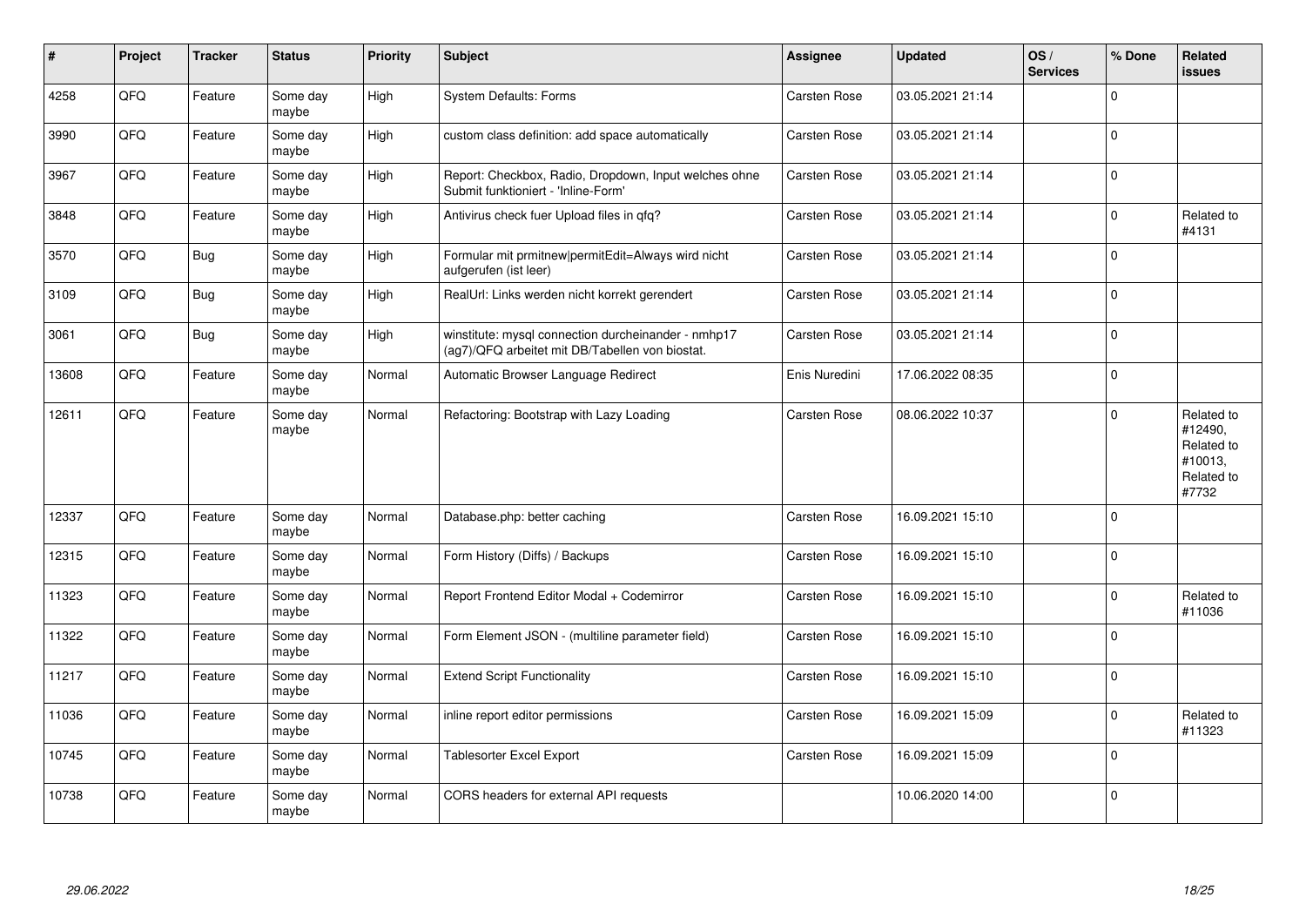| # | Project | Tracker | Status | Priority | Subject | Assignee | Updated | OS / Services | % Done | Related issues |
|---|---|---|---|---|---|---|---|---|---|---|
| 4258 | QFQ | Feature | Some day maybe | High | System Defaults: Forms | Carsten Rose | 03.05.2021 21:14 | | 0 | |
| 3990 | QFQ | Feature | Some day maybe | High | custom class definition: add space automatically | Carsten Rose | 03.05.2021 21:14 | | 0 | |
| 3967 | QFQ | Feature | Some day maybe | High | Report: Checkbox, Radio, Dropdown, Input welches ohne Submit funktioniert - 'Inline-Form' | Carsten Rose | 03.05.2021 21:14 | | 0 | |
| 3848 | QFQ | Feature | Some day maybe | High | Antivirus check fuer Upload files in qfq? | Carsten Rose | 03.05.2021 21:14 | | 0 | Related to #4131 |
| 3570 | QFQ | Bug | Some day maybe | High | Formular mit prmitnew\|permitEdit=Always wird nicht aufgerufen (ist leer) | Carsten Rose | 03.05.2021 21:14 | | 0 | |
| 3109 | QFQ | Bug | Some day maybe | High | RealUrl: Links werden nicht korrekt gerendert | Carsten Rose | 03.05.2021 21:14 | | 0 | |
| 3061 | QFQ | Bug | Some day maybe | High | winstitute: mysql connection durcheinander - nmhp17 (ag7)/QFQ arbeitet mit DB/Tabellen von biostat. | Carsten Rose | 03.05.2021 21:14 | | 0 | |
| 13608 | QFQ | Feature | Some day maybe | Normal | Automatic Browser Language Redirect | Enis Nuredini | 17.06.2022 08:35 | | 0 | |
| 12611 | QFQ | Feature | Some day maybe | Normal | Refactoring: Bootstrap with Lazy Loading | Carsten Rose | 08.06.2022 10:37 | | 0 | Related to #12490, Related to #10013, Related to #7732 |
| 12337 | QFQ | Feature | Some day maybe | Normal | Database.php: better caching | Carsten Rose | 16.09.2021 15:10 | | 0 | |
| 12315 | QFQ | Feature | Some day maybe | Normal | Form History (Diffs) / Backups | Carsten Rose | 16.09.2021 15:10 | | 0 | |
| 11323 | QFQ | Feature | Some day maybe | Normal | Report Frontend Editor Modal + Codemirror | Carsten Rose | 16.09.2021 15:10 | | 0 | Related to #11036 |
| 11322 | QFQ | Feature | Some day maybe | Normal | Form Element JSON - (multiline parameter field) | Carsten Rose | 16.09.2021 15:10 | | 0 | |
| 11217 | QFQ | Feature | Some day maybe | Normal | Extend Script Functionality | Carsten Rose | 16.09.2021 15:10 | | 0 | |
| 11036 | QFQ | Feature | Some day maybe | Normal | inline report editor permissions | Carsten Rose | 16.09.2021 15:09 | | 0 | Related to #11323 |
| 10745 | QFQ | Feature | Some day maybe | Normal | Tablesorter Excel Export | Carsten Rose | 16.09.2021 15:09 | | 0 | |
| 10738 | QFQ | Feature | Some day maybe | Normal | CORS headers for external API requests | | 10.06.2020 14:00 | | 0 | |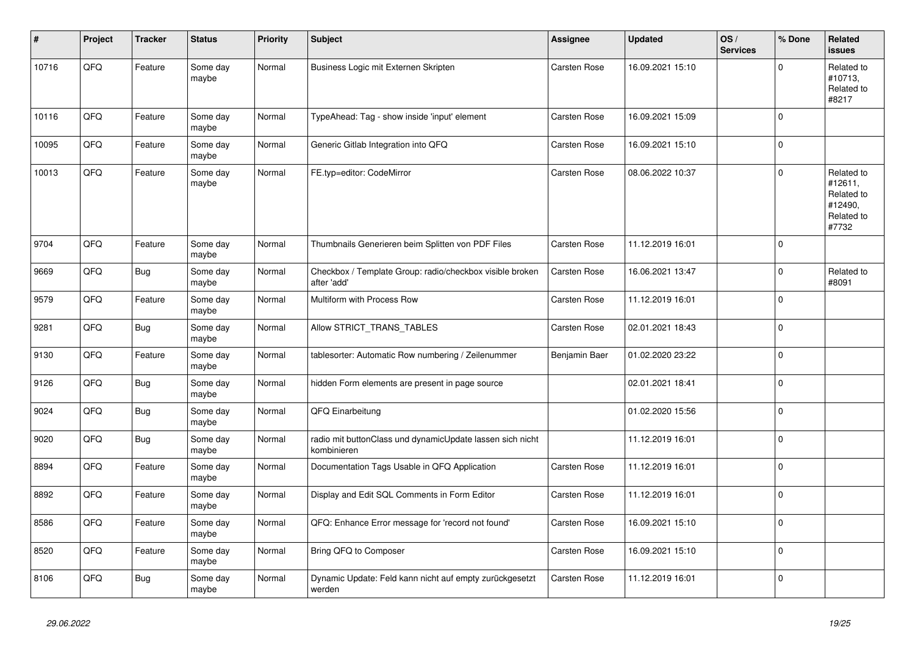| # | Project | Tracker | Status | Priority | Subject | Assignee | Updated | OS / Services | % Done | Related issues |
|---|---|---|---|---|---|---|---|---|---|---|
| 10716 | QFQ | Feature | Some day maybe | Normal | Business Logic mit Externen Skripten | Carsten Rose | 16.09.2021 15:10 | | 0 | Related to #10713, Related to #8217 |
| 10116 | QFQ | Feature | Some day maybe | Normal | TypeAhead: Tag - show inside 'input' element | Carsten Rose | 16.09.2021 15:09 | | 0 | |
| 10095 | QFQ | Feature | Some day maybe | Normal | Generic Gitlab Integration into QFQ | Carsten Rose | 16.09.2021 15:10 | | 0 | |
| 10013 | QFQ | Feature | Some day maybe | Normal | FE.typ=editor: CodeMirror | Carsten Rose | 08.06.2022 10:37 | | 0 | Related to #12611, Related to #12490, Related to #7732 |
| 9704 | QFQ | Feature | Some day maybe | Normal | Thumbnails Generieren beim Splitten von PDF Files | Carsten Rose | 11.12.2019 16:01 | | 0 | |
| 9669 | QFQ | Bug | Some day maybe | Normal | Checkbox / Template Group: radio/checkbox visible broken after 'add' | Carsten Rose | 16.06.2021 13:47 | | 0 | Related to #8091 |
| 9579 | QFQ | Feature | Some day maybe | Normal | Multiform with Process Row | Carsten Rose | 11.12.2019 16:01 | | 0 | |
| 9281 | QFQ | Bug | Some day maybe | Normal | Allow STRICT_TRANS_TABLES | Carsten Rose | 02.01.2021 18:43 | | 0 | |
| 9130 | QFQ | Feature | Some day maybe | Normal | tablesorter: Automatic Row numbering / Zeilenummer | Benjamin Baer | 01.02.2020 23:22 | | 0 | |
| 9126 | QFQ | Bug | Some day maybe | Normal | hidden Form elements are present in page source | | 02.01.2021 18:41 | | 0 | |
| 9024 | QFQ | Bug | Some day maybe | Normal | QFQ Einarbeitung | | 01.02.2020 15:56 | | 0 | |
| 9020 | QFQ | Bug | Some day maybe | Normal | radio mit buttonClass und dynamicUpdate lassen sich nicht kombinieren | | 11.12.2019 16:01 | | 0 | |
| 8894 | QFQ | Feature | Some day maybe | Normal | Documentation Tags Usable in QFQ Application | Carsten Rose | 11.12.2019 16:01 | | 0 | |
| 8892 | QFQ | Feature | Some day maybe | Normal | Display and Edit SQL Comments in Form Editor | Carsten Rose | 11.12.2019 16:01 | | 0 | |
| 8586 | QFQ | Feature | Some day maybe | Normal | QFQ: Enhance Error message for 'record not found' | Carsten Rose | 16.09.2021 15:10 | | 0 | |
| 8520 | QFQ | Feature | Some day maybe | Normal | Bring QFQ to Composer | Carsten Rose | 16.09.2021 15:10 | | 0 | |
| 8106 | QFQ | Bug | Some day maybe | Normal | Dynamic Update: Feld kann nicht auf empty zurückgesetzt werden | Carsten Rose | 11.12.2019 16:01 | | 0 | |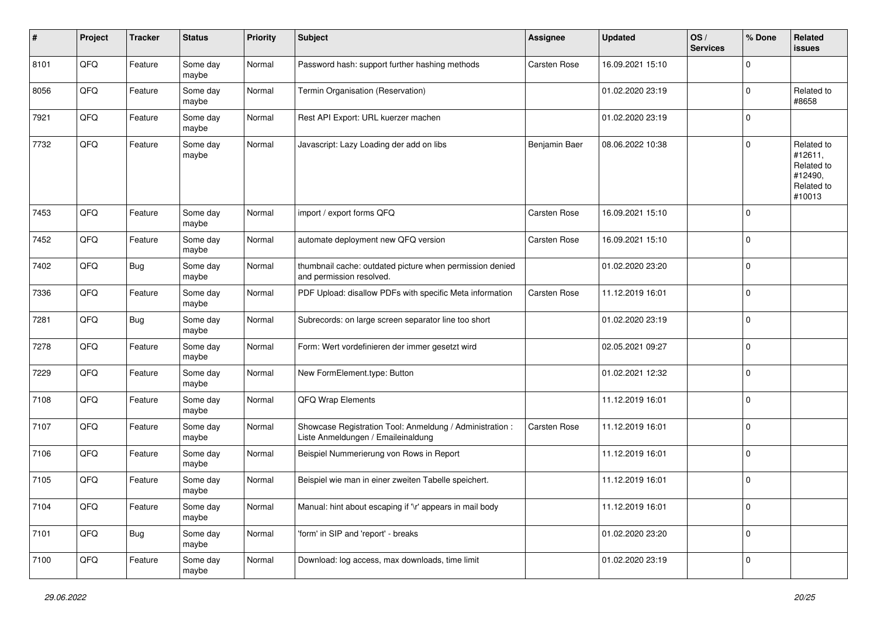| # | Project | Tracker | Status | Priority | Subject | Assignee | Updated | OS / Services | % Done | Related issues |
|---|---|---|---|---|---|---|---|---|---|---|
| 8101 | QFQ | Feature | Some day maybe | Normal | Password hash: support further hashing methods | Carsten Rose | 16.09.2021 15:10 | | 0 | |
| 8056 | QFQ | Feature | Some day maybe | Normal | Termin Organisation (Reservation) | | 01.02.2020 23:19 | | 0 | Related to #8658 |
| 7921 | QFQ | Feature | Some day maybe | Normal | Rest API Export: URL kuerzer machen | | 01.02.2020 23:19 | | 0 | |
| 7732 | QFQ | Feature | Some day maybe | Normal | Javascript: Lazy Loading der add on libs | Benjamin Baer | 08.06.2022 10:38 | | 0 | Related to #12611, Related to #12490, Related to #10013 |
| 7453 | QFQ | Feature | Some day maybe | Normal | import / export forms QFQ | Carsten Rose | 16.09.2021 15:10 | | 0 | |
| 7452 | QFQ | Feature | Some day maybe | Normal | automate deployment new QFQ version | Carsten Rose | 16.09.2021 15:10 | | 0 | |
| 7402 | QFQ | Bug | Some day maybe | Normal | thumbnail cache: outdated picture when permission denied and permission resolved. | | 01.02.2020 23:20 | | 0 | |
| 7336 | QFQ | Feature | Some day maybe | Normal | PDF Upload: disallow PDFs with specific Meta information | Carsten Rose | 11.12.2019 16:01 | | 0 | |
| 7281 | QFQ | Bug | Some day maybe | Normal | Subrecords: on large screen separator line too short | | 01.02.2020 23:19 | | 0 | |
| 7278 | QFQ | Feature | Some day maybe | Normal | Form: Wert vordefinieren der immer gesetzt wird | | 02.05.2021 09:27 | | 0 | |
| 7229 | QFQ | Feature | Some day maybe | Normal | New FormElement.type: Button | | 01.02.2021 12:32 | | 0 | |
| 7108 | QFQ | Feature | Some day maybe | Normal | QFQ Wrap Elements | | 11.12.2019 16:01 | | 0 | |
| 7107 | QFQ | Feature | Some day maybe | Normal | Showcase Registration Tool: Anmeldung / Administration : Liste Anmeldungen / Emaileinaldung | Carsten Rose | 11.12.2019 16:01 | | 0 | |
| 7106 | QFQ | Feature | Some day maybe | Normal | Beispiel Nummerierung von Rows in Report | | 11.12.2019 16:01 | | 0 | |
| 7105 | QFQ | Feature | Some day maybe | Normal | Beispiel wie man in einer zweiten Tabelle speichert. | | 11.12.2019 16:01 | | 0 | |
| 7104 | QFQ | Feature | Some day maybe | Normal | Manual: hint about escaping if '\r' appears in mail body | | 11.12.2019 16:01 | | 0 | |
| 7101 | QFQ | Bug | Some day maybe | Normal | 'form' in SIP and 'report' - breaks | | 01.02.2020 23:20 | | 0 | |
| 7100 | QFQ | Feature | Some day maybe | Normal | Download: log access, max downloads, time limit | | 01.02.2020 23:19 | | 0 | |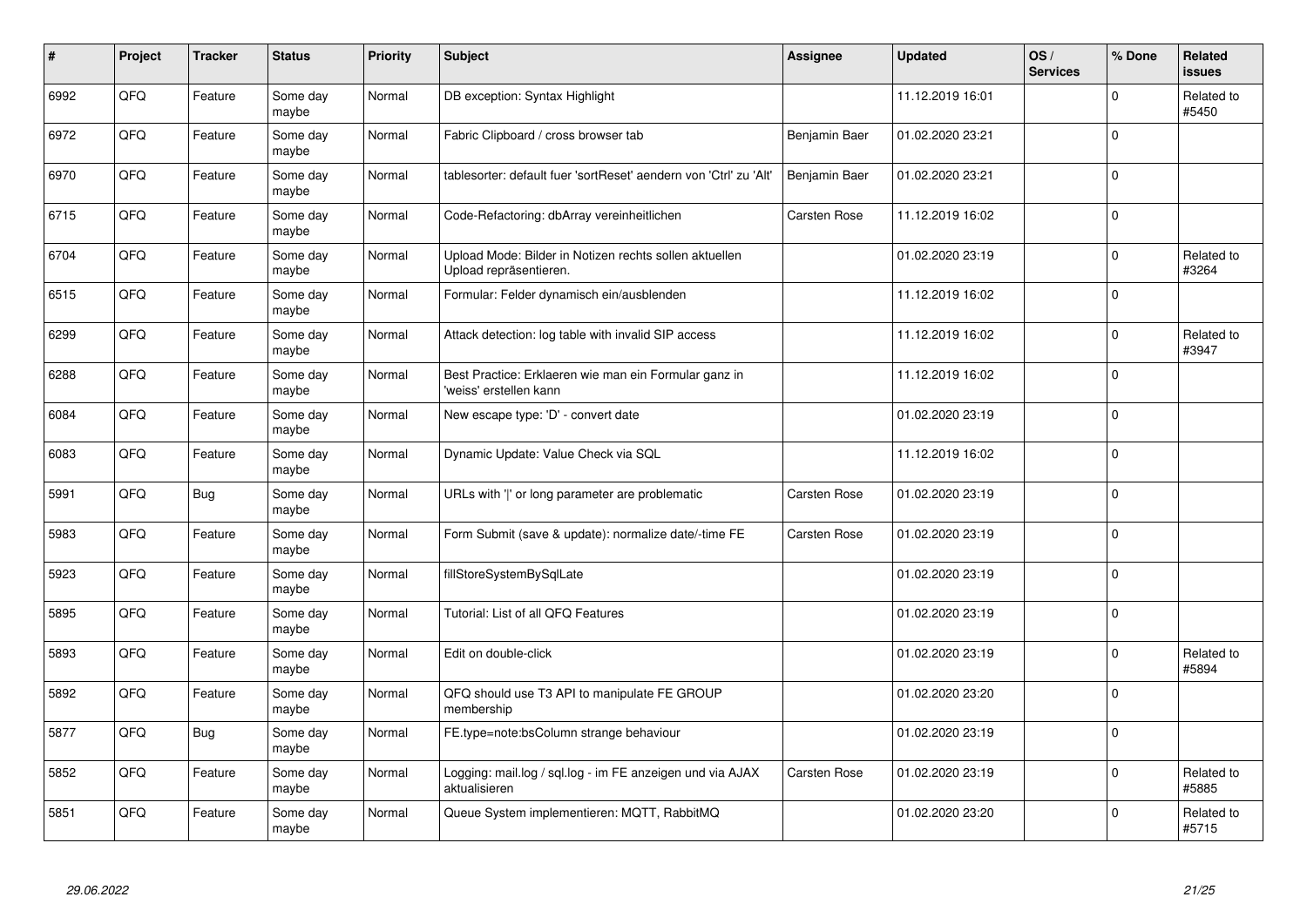| # | Project | Tracker | Status | Priority | Subject | Assignee | Updated | OS / Services | % Done | Related issues |
|---|---|---|---|---|---|---|---|---|---|---|
| 6992 | QFQ | Feature | Some day maybe | Normal | DB exception: Syntax Highlight | | 11.12.2019 16:01 | | 0 | Related to #5450 |
| 6972 | QFQ | Feature | Some day maybe | Normal | Fabric Clipboard / cross browser tab | Benjamin Baer | 01.02.2020 23:21 | | 0 | |
| 6970 | QFQ | Feature | Some day maybe | Normal | tablesorter: default fuer 'sortReset' aendern von 'Ctrl' zu 'Alt' | Benjamin Baer | 01.02.2020 23:21 | | 0 | |
| 6715 | QFQ | Feature | Some day maybe | Normal | Code-Refactoring: dbArray vereinheitlichen | Carsten Rose | 11.12.2019 16:02 | | 0 | |
| 6704 | QFQ | Feature | Some day maybe | Normal | Upload Mode: Bilder in Notizen rechts sollen aktuellen Upload repräsentieren. | | 01.02.2020 23:19 | | 0 | Related to #3264 |
| 6515 | QFQ | Feature | Some day maybe | Normal | Formular: Felder dynamisch ein/ausblenden | | 11.12.2019 16:02 | | 0 | |
| 6299 | QFQ | Feature | Some day maybe | Normal | Attack detection: log table with invalid SIP access | | 11.12.2019 16:02 | | 0 | Related to #3947 |
| 6288 | QFQ | Feature | Some day maybe | Normal | Best Practice: Erklaeren wie man ein Formular ganz in 'weiss' erstellen kann | | 11.12.2019 16:02 | | 0 | |
| 6084 | QFQ | Feature | Some day maybe | Normal | New escape type: 'D' - convert date | | 01.02.2020 23:19 | | 0 | |
| 6083 | QFQ | Feature | Some day maybe | Normal | Dynamic Update: Value Check via SQL | | 11.12.2019 16:02 | | 0 | |
| 5991 | QFQ | Bug | Some day maybe | Normal | URLs with '\|' or long parameter are problematic | Carsten Rose | 01.02.2020 23:19 | | 0 | |
| 5983 | QFQ | Feature | Some day maybe | Normal | Form Submit (save & update): normalize date/-time FE | Carsten Rose | 01.02.2020 23:19 | | 0 | |
| 5923 | QFQ | Feature | Some day maybe | Normal | fillStoreSystemBySqlLate | | 01.02.2020 23:19 | | 0 | |
| 5895 | QFQ | Feature | Some day maybe | Normal | Tutorial: List of all QFQ Features | | 01.02.2020 23:19 | | 0 | |
| 5893 | QFQ | Feature | Some day maybe | Normal | Edit on double-click | | 01.02.2020 23:19 | | 0 | Related to #5894 |
| 5892 | QFQ | Feature | Some day maybe | Normal | QFQ should use T3 API to manipulate FE GROUP membership | | 01.02.2020 23:20 | | 0 | |
| 5877 | QFQ | Bug | Some day maybe | Normal | FE.type=note:bsColumn strange behaviour | | 01.02.2020 23:19 | | 0 | |
| 5852 | QFQ | Feature | Some day maybe | Normal | Logging: mail.log / sql.log - im FE anzeigen und via AJAX aktualisieren | Carsten Rose | 01.02.2020 23:19 | | 0 | Related to #5885 |
| 5851 | QFQ | Feature | Some day maybe | Normal | Queue System implementieren: MQTT, RabbitMQ | | 01.02.2020 23:20 | | 0 | Related to #5715 |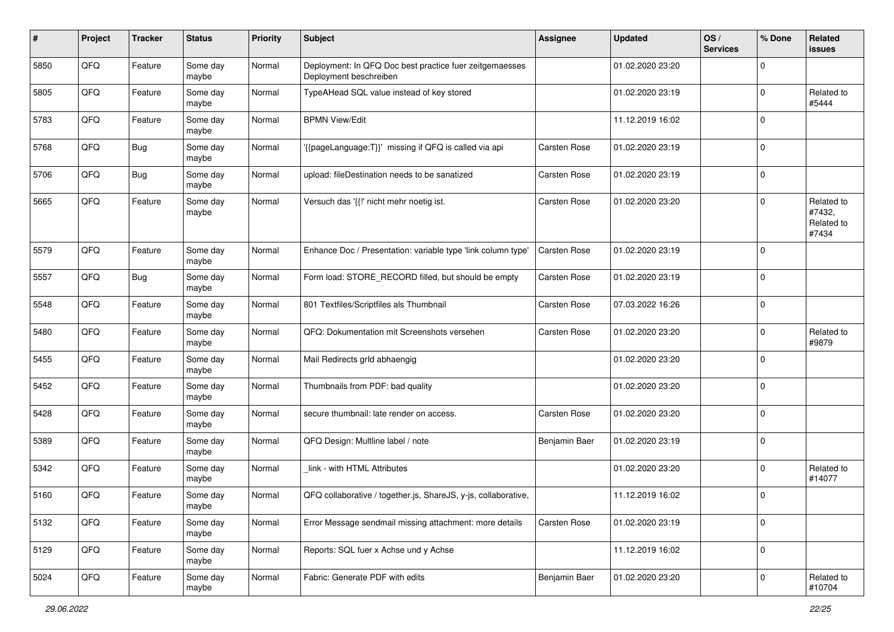| # | Project | Tracker | Status | Priority | Subject | Assignee | Updated | OS / Services | % Done | Related issues |
|---|---|---|---|---|---|---|---|---|---|---|
| 5850 | QFQ | Feature | Some day maybe | Normal | Deployment: In QFQ Doc best practice fuer zeitgemaesses Deployment beschreiben | | 01.02.2020 23:20 | | 0 | |
| 5805 | QFQ | Feature | Some day maybe | Normal | TypeAHead SQL value instead of key stored | | 01.02.2020 23:19 | | 0 | Related to #5444 |
| 5783 | QFQ | Feature | Some day maybe | Normal | BPMN View/Edit | | 11.12.2019 16:02 | | 0 | |
| 5768 | QFQ | Bug | Some day maybe | Normal | '{{pageLanguage:T}}' missing if QFQ is called via api | Carsten Rose | 01.02.2020 23:19 | | 0 | |
| 5706 | QFQ | Bug | Some day maybe | Normal | upload: fileDestination needs to be sanatized | Carsten Rose | 01.02.2020 23:19 | | 0 | |
| 5665 | QFQ | Feature | Some day maybe | Normal | Versuch das '{{!' nicht mehr noetig ist. | Carsten Rose | 01.02.2020 23:20 | | 0 | Related to #7432, Related to #7434 |
| 5579 | QFQ | Feature | Some day maybe | Normal | Enhance Doc / Presentation: variable type 'link column type' | Carsten Rose | 01.02.2020 23:19 | | 0 | |
| 5557 | QFQ | Bug | Some day maybe | Normal | Form load: STORE_RECORD filled, but should be empty | Carsten Rose | 01.02.2020 23:19 | | 0 | |
| 5548 | QFQ | Feature | Some day maybe | Normal | 801 Textfiles/Scriptfiles als Thumbnail | Carsten Rose | 07.03.2022 16:26 | | 0 | |
| 5480 | QFQ | Feature | Some day maybe | Normal | QFQ: Dokumentation mit Screenshots versehen | Carsten Rose | 01.02.2020 23:20 | | 0 | Related to #9879 |
| 5455 | QFQ | Feature | Some day maybe | Normal | Mail Redirects grId abhaengig | | 01.02.2020 23:20 | | 0 | |
| 5452 | QFQ | Feature | Some day maybe | Normal | Thumbnails from PDF: bad quality | | 01.02.2020 23:20 | | 0 | |
| 5428 | QFQ | Feature | Some day maybe | Normal | secure thumbnail: late render on access. | Carsten Rose | 01.02.2020 23:20 | | 0 | |
| 5389 | QFQ | Feature | Some day maybe | Normal | QFQ Design: Multline label / note | Benjamin Baer | 01.02.2020 23:19 | | 0 | |
| 5342 | QFQ | Feature | Some day maybe | Normal | _link - with HTML Attributes | | 01.02.2020 23:20 | | 0 | Related to #14077 |
| 5160 | QFQ | Feature | Some day maybe | Normal | QFQ collaborative / together.js, ShareJS, y-js, collaborative, | | 11.12.2019 16:02 | | 0 | |
| 5132 | QFQ | Feature | Some day maybe | Normal | Error Message sendmail missing attachment: more details | Carsten Rose | 01.02.2020 23:19 | | 0 | |
| 5129 | QFQ | Feature | Some day maybe | Normal | Reports: SQL fuer x Achse und y Achse | | 11.12.2019 16:02 | | 0 | |
| 5024 | QFQ | Feature | Some day maybe | Normal | Fabric: Generate PDF with edits | Benjamin Baer | 01.02.2020 23:20 | | 0 | Related to #10704 |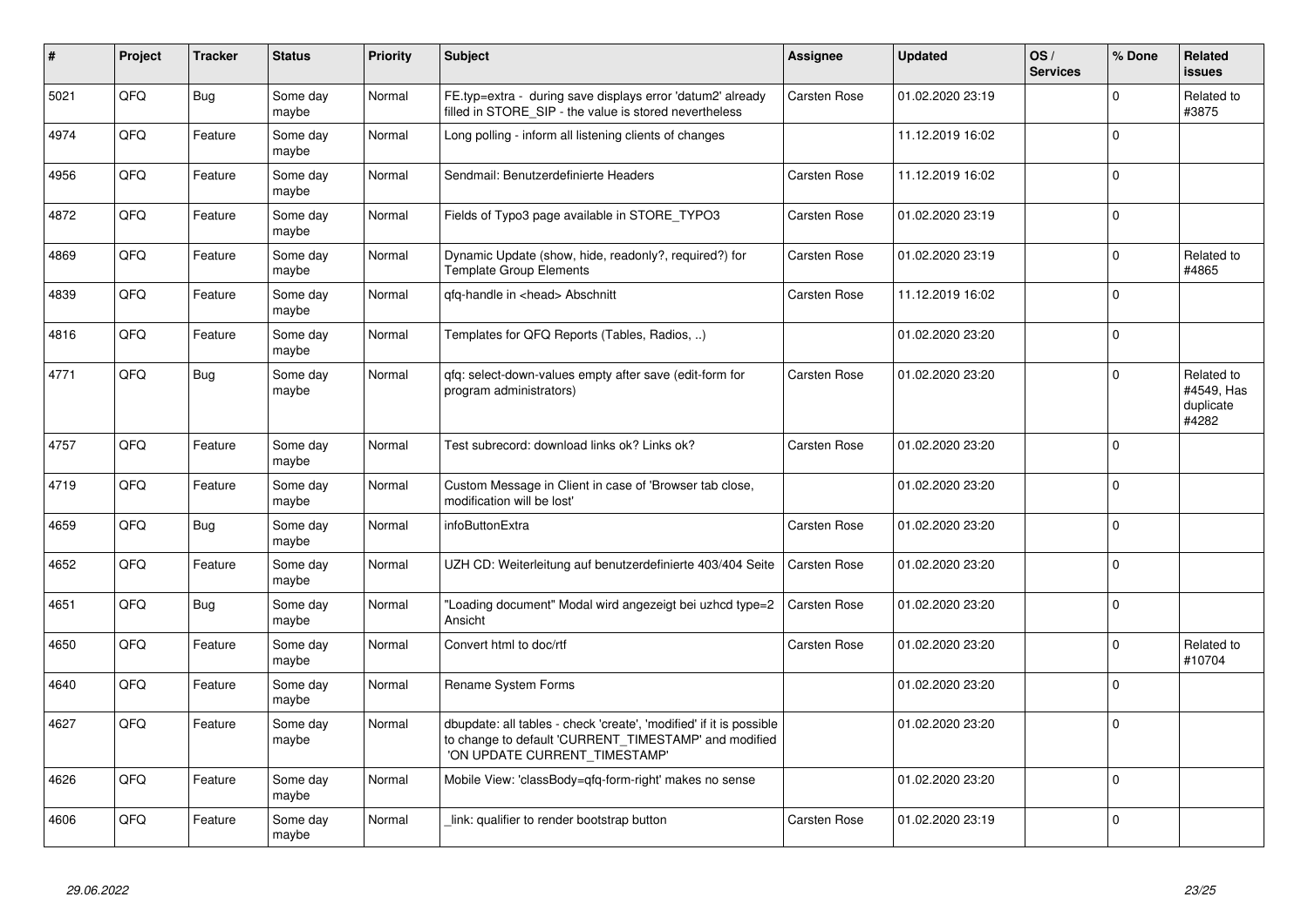| # | Project | Tracker | Status | Priority | Subject | Assignee | Updated | OS / Services | % Done | Related issues |
|---|---|---|---|---|---|---|---|---|---|---|
| 5021 | QFQ | Bug | Some day maybe | Normal | FE.typ=extra - during save displays error 'datum2' already filled in STORE_SIP - the value is stored nevertheless | Carsten Rose | 01.02.2020 23:19 | | 0 | Related to #3875 |
| 4974 | QFQ | Feature | Some day maybe | Normal | Long polling - inform all listening clients of changes | | 11.12.2019 16:02 | | 0 | |
| 4956 | QFQ | Feature | Some day maybe | Normal | Sendmail: Benutzerdefinierte Headers | Carsten Rose | 11.12.2019 16:02 | | 0 | |
| 4872 | QFQ | Feature | Some day maybe | Normal | Fields of Typo3 page available in STORE_TYPO3 | Carsten Rose | 01.02.2020 23:19 | | 0 | |
| 4869 | QFQ | Feature | Some day maybe | Normal | Dynamic Update (show, hide, readonly?, required?) for Template Group Elements | Carsten Rose | 01.02.2020 23:19 | | 0 | Related to #4865 |
| 4839 | QFQ | Feature | Some day maybe | Normal | qfq-handle in <head> Abschnitt | Carsten Rose | 11.12.2019 16:02 | | 0 | |
| 4816 | QFQ | Feature | Some day maybe | Normal | Templates for QFQ Reports (Tables, Radios, ..) | | 01.02.2020 23:20 | | 0 | |
| 4771 | QFQ | Bug | Some day maybe | Normal | qfq: select-down-values empty after save (edit-form for program administrators) | Carsten Rose | 01.02.2020 23:20 | | 0 | Related to #4549, Has duplicate #4282 |
| 4757 | QFQ | Feature | Some day maybe | Normal | Test subrecord: download links ok? Links ok? | Carsten Rose | 01.02.2020 23:20 | | 0 | |
| 4719 | QFQ | Feature | Some day maybe | Normal | Custom Message in Client in case of 'Browser tab close, modification will be lost' | | 01.02.2020 23:20 | | 0 | |
| 4659 | QFQ | Bug | Some day maybe | Normal | infoButtonExtra | Carsten Rose | 01.02.2020 23:20 | | 0 | |
| 4652 | QFQ | Feature | Some day maybe | Normal | UZH CD: Weiterleitung auf benutzerdefinierte 403/404 Seite | Carsten Rose | 01.02.2020 23:20 | | 0 | |
| 4651 | QFQ | Bug | Some day maybe | Normal | "Loading document" Modal wird angezeigt bei uzhcd type=2 Ansicht | Carsten Rose | 01.02.2020 23:20 | | 0 | |
| 4650 | QFQ | Feature | Some day maybe | Normal | Convert html to doc/rtf | Carsten Rose | 01.02.2020 23:20 | | 0 | Related to #10704 |
| 4640 | QFQ | Feature | Some day maybe | Normal | Rename System Forms | | 01.02.2020 23:20 | | 0 | |
| 4627 | QFQ | Feature | Some day maybe | Normal | dbupdate: all tables - check 'create', 'modified' if it is possible to change to default 'CURRENT_TIMESTAMP' and modified 'ON UPDATE CURRENT_TIMESTAMP' | | 01.02.2020 23:20 | | 0 | |
| 4626 | QFQ | Feature | Some day maybe | Normal | Mobile View: 'classBody=qfq-form-right' makes no sense | | 01.02.2020 23:20 | | 0 | |
| 4606 | QFQ | Feature | Some day maybe | Normal | _link: qualifier to render bootstrap button | Carsten Rose | 01.02.2020 23:19 | | 0 | |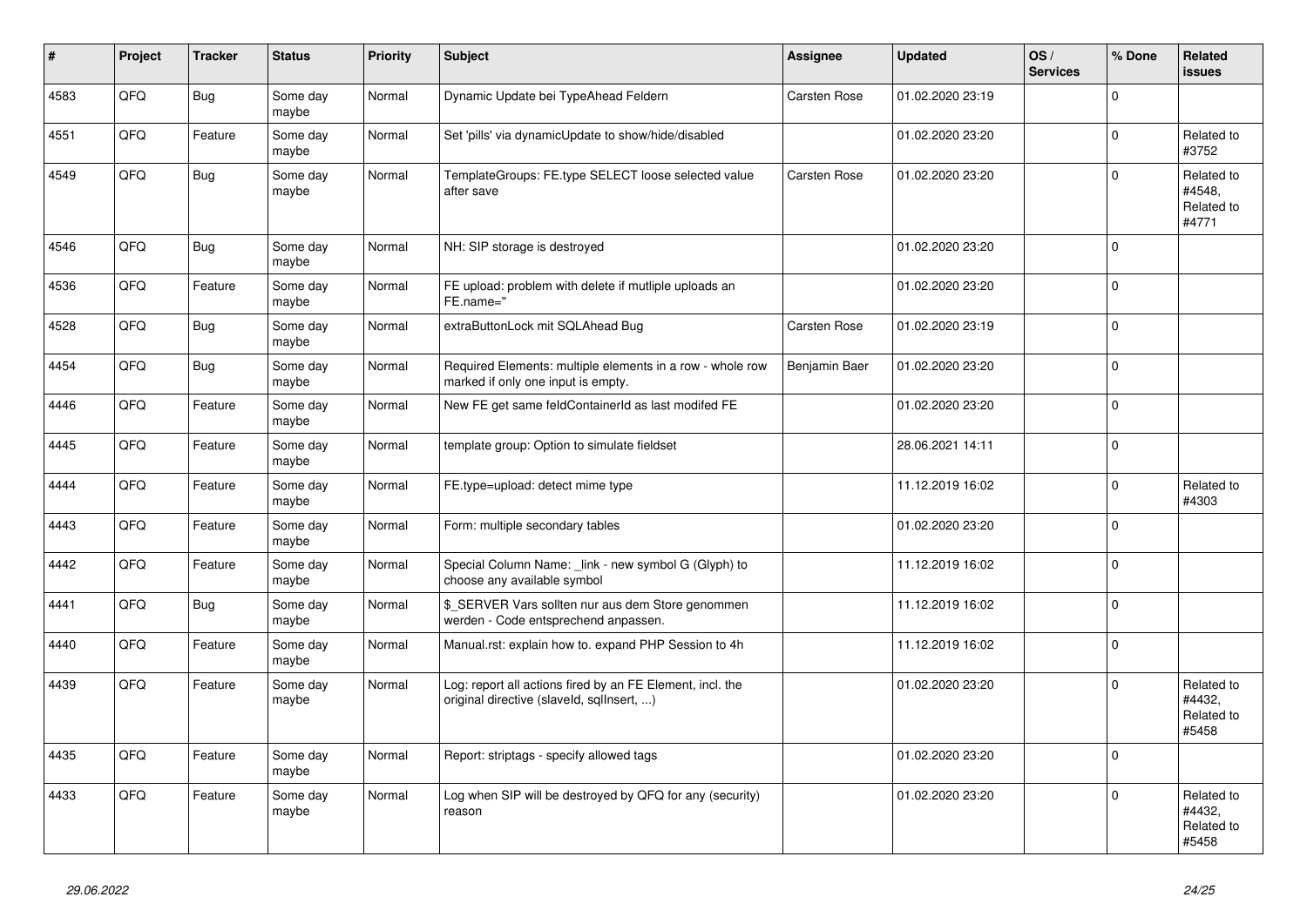| # | Project | Tracker | Status | Priority | Subject | Assignee | Updated | OS / Services | % Done | Related issues |
|---|---|---|---|---|---|---|---|---|---|---|
| 4583 | QFQ | Bug | Some day maybe | Normal | Dynamic Update bei TypeAhead Feldern | Carsten Rose | 01.02.2020 23:19 | | 0 | |
| 4551 | QFQ | Feature | Some day maybe | Normal | Set 'pills' via dynamicUpdate to show/hide/disabled | | 01.02.2020 23:20 | | 0 | Related to #3752 |
| 4549 | QFQ | Bug | Some day maybe | Normal | TemplateGroups: FE.type SELECT loose selected value after save | Carsten Rose | 01.02.2020 23:20 | | 0 | Related to #4548, Related to #4771 |
| 4546 | QFQ | Bug | Some day maybe | Normal | NH: SIP storage is destroyed | | 01.02.2020 23:20 | | 0 | |
| 4536 | QFQ | Feature | Some day maybe | Normal | FE upload: problem with delete if mutliple uploads an FE.name=" | | 01.02.2020 23:20 | | 0 | |
| 4528 | QFQ | Bug | Some day maybe | Normal | extraButtonLock mit SQLAhead Bug | Carsten Rose | 01.02.2020 23:19 | | 0 | |
| 4454 | QFQ | Bug | Some day maybe | Normal | Required Elements: multiple elements in a row - whole row marked if only one input is empty. | Benjamin Baer | 01.02.2020 23:20 | | 0 | |
| 4446 | QFQ | Feature | Some day maybe | Normal | New FE get same feldContainerId as last modifed FE | | 01.02.2020 23:20 | | 0 | |
| 4445 | QFQ | Feature | Some day maybe | Normal | template group: Option to simulate fieldset | | 28.06.2021 14:11 | | 0 | |
| 4444 | QFQ | Feature | Some day maybe | Normal | FE.type=upload: detect mime type | | 11.12.2019 16:02 | | 0 | Related to #4303 |
| 4443 | QFQ | Feature | Some day maybe | Normal | Form: multiple secondary tables | | 01.02.2020 23:20 | | 0 | |
| 4442 | QFQ | Feature | Some day maybe | Normal | Special Column Name: _link - new symbol G (Glyph) to choose any available symbol | | 11.12.2019 16:02 | | 0 | |
| 4441 | QFQ | Bug | Some day maybe | Normal | $_SERVER Vars sollten nur aus dem Store genommen werden - Code entsprechend anpassen. | | 11.12.2019 16:02 | | 0 | |
| 4440 | QFQ | Feature | Some day maybe | Normal | Manual.rst: explain how to. expand PHP Session to 4h | | 11.12.2019 16:02 | | 0 | |
| 4439 | QFQ | Feature | Some day maybe | Normal | Log: report all actions fired by an FE Element, incl. the original directive (slaveId, sqlInsert, ...) | | 01.02.2020 23:20 | | 0 | Related to #4432, Related to #5458 |
| 4435 | QFQ | Feature | Some day maybe | Normal | Report: striptags - specify allowed tags | | 01.02.2020 23:20 | | 0 | |
| 4433 | QFQ | Feature | Some day maybe | Normal | Log when SIP will be destroyed by QFQ for any (security) reason | | 01.02.2020 23:20 | | 0 | Related to #4432, Related to #5458 |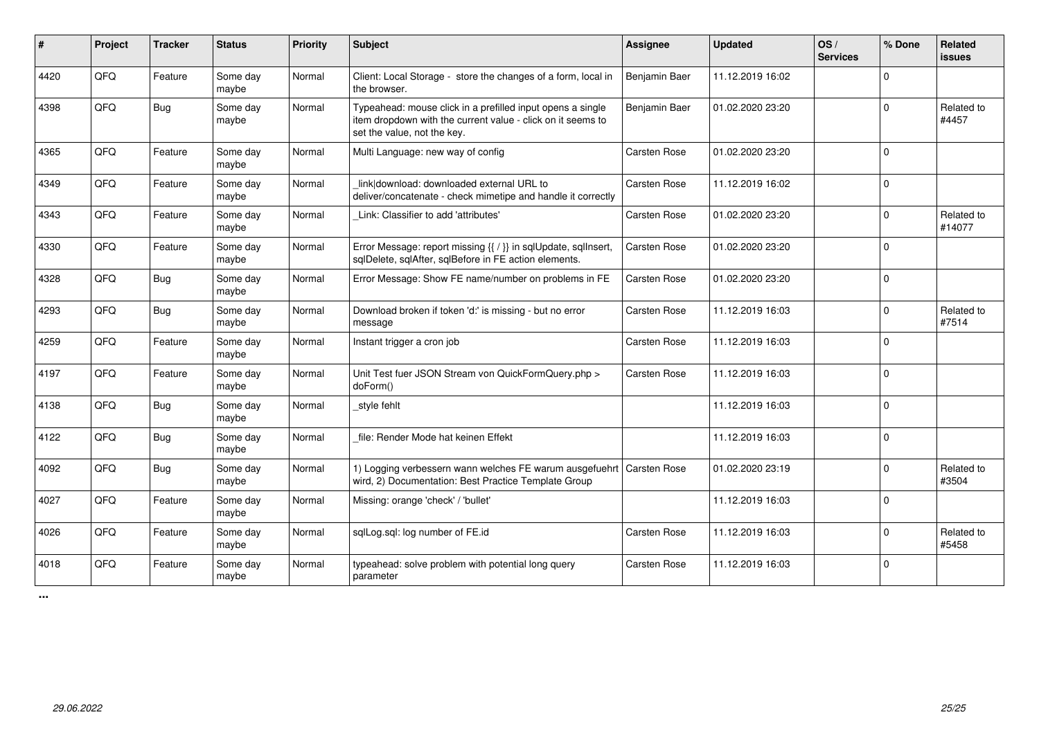| # | Project | Tracker | Status | Priority | Subject | Assignee | Updated | OS / Services | % Done | Related issues |
|---|---|---|---|---|---|---|---|---|---|---|
| 4420 | QFQ | Feature | Some day maybe | Normal | Client: Local Storage - store the changes of a form, local in the browser. | Benjamin Baer | 11.12.2019 16:02 | | 0 | |
| 4398 | QFQ | Bug | Some day maybe | Normal | Typeahead: mouse click in a prefilled input opens a single item dropdown with the current value - click on it seems to set the value, not the key. | Benjamin Baer | 01.02.2020 23:20 | | 0 | Related to #4457 |
| 4365 | QFQ | Feature | Some day maybe | Normal | Multi Language: new way of config | Carsten Rose | 01.02.2020 23:20 | | 0 | |
| 4349 | QFQ | Feature | Some day maybe | Normal | _link\|download: downloaded external URL to deliver/concatenate - check mimetipe and handle it correctly | Carsten Rose | 11.12.2019 16:02 | | 0 | |
| 4343 | QFQ | Feature | Some day maybe | Normal | _Link: Classifier to add 'attributes' | Carsten Rose | 01.02.2020 23:20 | | 0 | Related to #14077 |
| 4330 | QFQ | Feature | Some day maybe | Normal | Error Message: report missing {{ / }} in sqlUpdate, sqlInsert, sqlDelete, sqlAfter, sqlBefore in FE action elements. | Carsten Rose | 01.02.2020 23:20 | | 0 | |
| 4328 | QFQ | Bug | Some day maybe | Normal | Error Message: Show FE name/number on problems in FE | Carsten Rose | 01.02.2020 23:20 | | 0 | |
| 4293 | QFQ | Bug | Some day maybe | Normal | Download broken if token 'd:' is missing - but no error message | Carsten Rose | 11.12.2019 16:03 | | 0 | Related to #7514 |
| 4259 | QFQ | Feature | Some day maybe | Normal | Instant trigger a cron job | Carsten Rose | 11.12.2019 16:03 | | 0 | |
| 4197 | QFQ | Feature | Some day maybe | Normal | Unit Test fuer JSON Stream von QuickFormQuery.php > doForm() | Carsten Rose | 11.12.2019 16:03 | | 0 | |
| 4138 | QFQ | Bug | Some day maybe | Normal | _style fehlt | | 11.12.2019 16:03 | | 0 | |
| 4122 | QFQ | Bug | Some day maybe | Normal | _file: Render Mode hat keinen Effekt | | 11.12.2019 16:03 | | 0 | |
| 4092 | QFQ | Bug | Some day maybe | Normal | 1) Logging verbessern wann welches FE warum ausgefuehrt wird, 2) Documentation: Best Practice Template Group | Carsten Rose | 01.02.2020 23:19 | | 0 | Related to #3504 |
| 4027 | QFQ | Feature | Some day maybe | Normal | Missing: orange 'check' / 'bullet' | | 11.12.2019 16:03 | | 0 | |
| 4026 | QFQ | Feature | Some day maybe | Normal | sqlLog.sql: log number of FE.id | Carsten Rose | 11.12.2019 16:03 | | 0 | Related to #5458 |
| 4018 | QFQ | Feature | Some day maybe | Normal | typeahead: solve problem with potential long query parameter | Carsten Rose | 11.12.2019 16:03 | | 0 | |

...